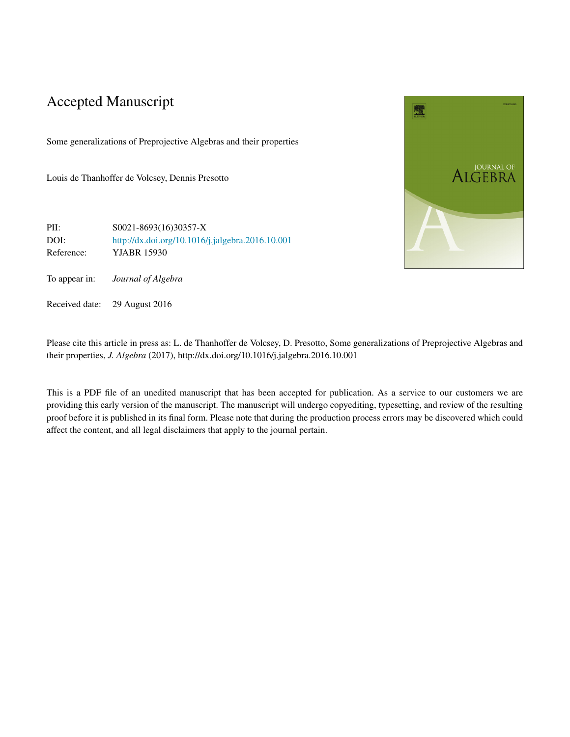# Accepted Manuscript

Some generalizations of Preprojective Algebras and their properties

Louis de Thanhoffer de Volcsey, Dennis Presotto

| | |
|---|---|
| PII: | S0021-8693(16)30357-X |
| DOI: | http://dx.doi.org/10.1016/j.jalgebra.2016.10.001 |
| Reference: | YJABR 15930 |
| To appear in: | *Journal of Algebra* |
| Received date: | 29 August 2016 |

Please cite this article in press as: L. de Thanhoffer de Volcsey, D. Presotto, Some generalizations of Preprojective Algebras and their properties, *J. Algebra* (2017), http://dx.doi.org/10.1016/j.jalgebra.2016.10.001

This is a PDF file of an unedited manuscript that has been accepted for publication. As a service to our customers we are providing this early version of the manuscript. The manuscript will undergo copyediting, typesetting, and review of the resulting proof before it is published in its final form. Please note that during the production process errors may be discovered which could affect the content, and all legal disclaimers that apply to the journal pertain.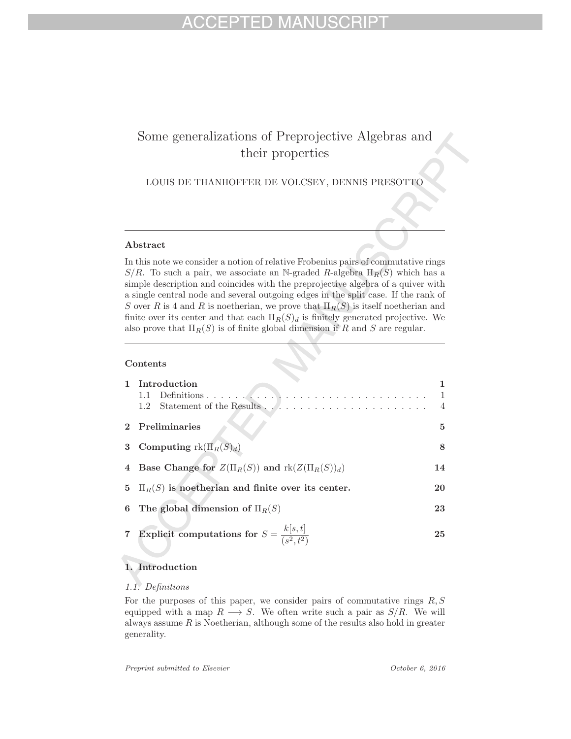# Some generalizations of Preprojective Algebras and their properties

LOUIS DE THANHOFFER DE VOLCSEY, DENNIS PRESOTTO

---

### Abstract

In this note we consider a notion of relative Frobenius pairs of commutative rings $S/R$. To such a pair, we associate an $\mathbb{N}$-graded $R$-algebra $\Pi_R(S)$ which has a simple description and coincides with the preprojective algebra of a quiver with a single central node and several outgoing edges in the split case. If the rank of $S$ over $R$ is 4 and $R$ is noetherian, we prove that $\Pi_R(S)$ is itself noetherian and finite over its center and that each $\Pi_R(S)_d$ is finitely generated projective. We also prove that $\Pi_R(S)$ is of finite global dimension if $R$ and $S$ are regular.

---

### Contents

| | | |
|---|---|---|
| **1** | **Introduction** | **1** |
| | 1.1 Definitions | 1 |
| | 1.2 Statement of the Results | 4 |
| **2** | **Preliminaries** | **5** |
| **3** | **Computing** $\mathrm{rk}(\Pi_R(S)_d)$ | **8** |
| **4** | **Base Change for** $Z(\Pi_R(S))$ **and** $\mathrm{rk}(Z(\Pi_R(S))_d)$ | **14** |
| **5** | $\Pi_R(S)$ **is noetherian and finite over its center.** | **20** |
| **6** | **The global dimension of** $\Pi_R(S)$ | **23** |
| **7** | **Explicit computations for** $S = \dfrac{k[s,t]}{(s^2,t^2)}$ | **25** |

## 1. Introduction

### 1.1. Definitions

For the purposes of this paper, we consider pairs of commutative rings $R, S$ equipped with a map $R \longrightarrow S$. We often write such a pair as $S/R$. We will always assume $R$ is Noetherian, although some of the results also hold in greater generality.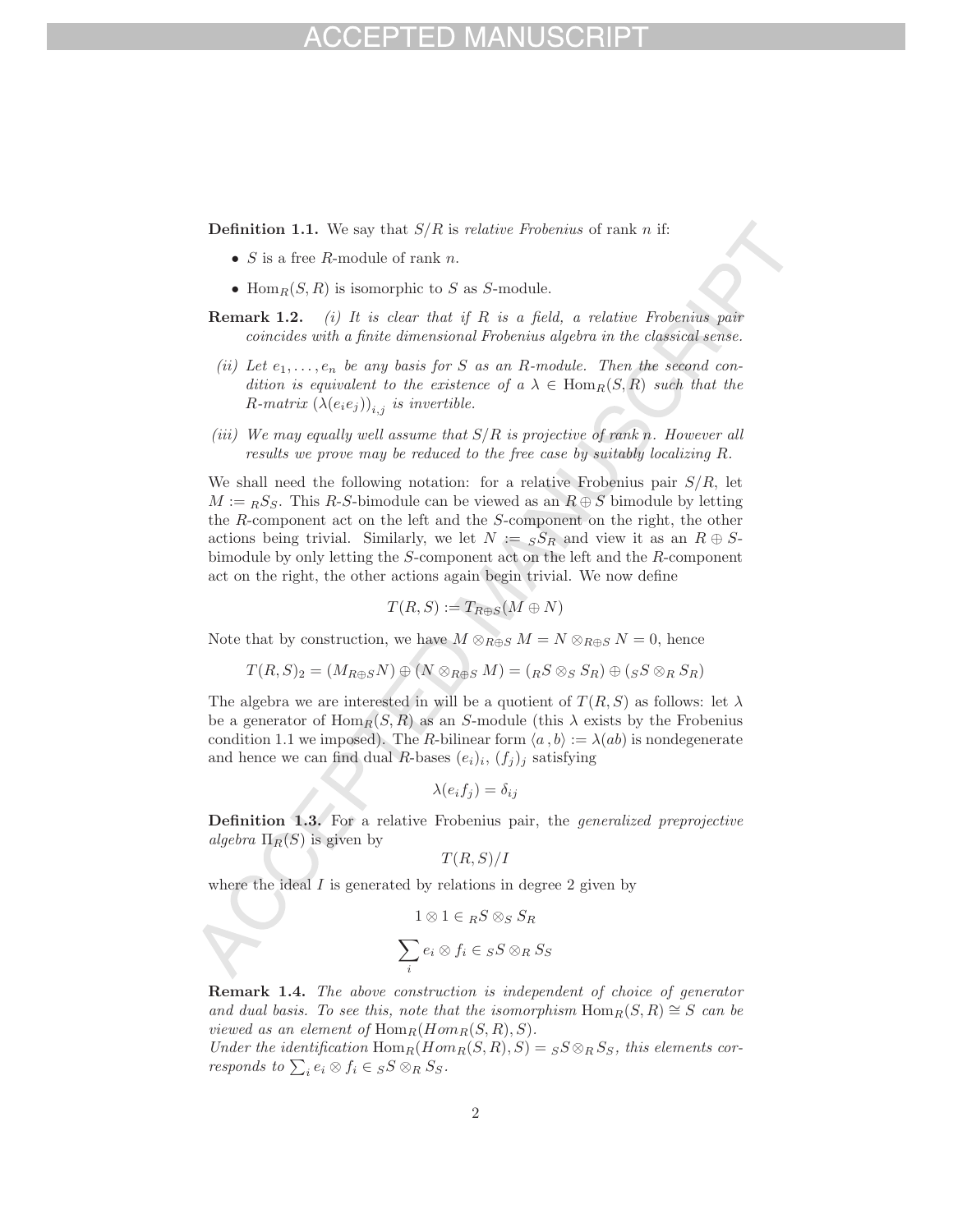**Definition 1.1.** We say that $S/R$ is *relative Frobenius* of rank $n$ if:

- $S$ is a free $R$-module of rank $n$.
- $\mathrm{Hom}_R(S, R)$ is isomorphic to $S$ as $S$-module.

**Remark 1.2.** *(i) It is clear that if $R$ is a field, a relative Frobenius pair coincides with a finite dimensional Frobenius algebra in the classical sense.*

*(ii) Let $e_1, \dots, e_n$ be any basis for $S$ as an $R$-module. Then the second condition is equivalent to the existence of a $\lambda \in \mathrm{Hom}_R(S, R)$ such that the $R$-matrix $(\lambda(e_i e_j))_{i,j}$ is invertible.*

*(iii) We may equally well assume that $S/R$ is projective of rank $n$. However all results we prove may be reduced to the free case by suitably localizing $R$.*

We shall need the following notation: for a relative Frobenius pair $S/R$, let $M := {}_RS_S$. This $R$-$S$-bimodule can be viewed as an $R \oplus S$ bimodule by letting the $R$-component act on the left and the $S$-component on the right, the other actions being trivial. Similarly, we let $N := {}_SS_R$ and view it as an $R \oplus S$-bimodule by only letting the $S$-component act on the left and the $R$-component act on the right, the other actions again begin trivial. We now define

$$T(R, S) := T_{R\oplus S}(M \oplus N)$$

Note that by construction, we have $M \otimes_{R\oplus S} M = N \otimes_{R\oplus S} N = 0$, hence

$$T(R, S)_2 = (M_{R\oplus S}N) \oplus (N \otimes_{R\oplus S} M) = ({}_RS \otimes_S S_R) \oplus ({}_SS \otimes_R S_R)$$

The algebra we are interested in will be a quotient of $T(R, S)$ as follows: let $\lambda$ be a generator of $\mathrm{Hom}_R(S, R)$ as an $S$-module (this $\lambda$ exists by the Frobenius condition 1.1 we imposed). The $R$-bilinear form $\langle a\,, b\rangle := \lambda(ab)$ is nondegenerate and hence we can find dual $R$-bases $(e_i)_i$, $(f_j)_j$ satisfying

$$\lambda(e_i f_j) = \delta_{ij}$$

**Definition 1.3.** For a relative Frobenius pair, the *generalized preprojective algebra* $\Pi_R(S)$ is given by

$$T(R, S)/I$$

where the ideal $I$ is generated by relations in degree 2 given by

$$1 \otimes 1 \in {}_RS \otimes_S S_R$$

$$\sum_i e_i \otimes f_i \in {}_SS \otimes_R S_S$$

**Remark 1.4.** *The above construction is independent of choice of generator and dual basis. To see this, note that the isomorphism $\mathrm{Hom}_R(S, R) \cong S$ can be viewed as an element of $\mathrm{Hom}_R(Hom_R(S, R), S)$.*
*Under the identification $\mathrm{Hom}_R(Hom_R(S, R), S) = {}_SS \otimes_R S_S$, this elements corresponds to $\sum_i e_i \otimes f_i \in {}_SS \otimes_R S_S$.*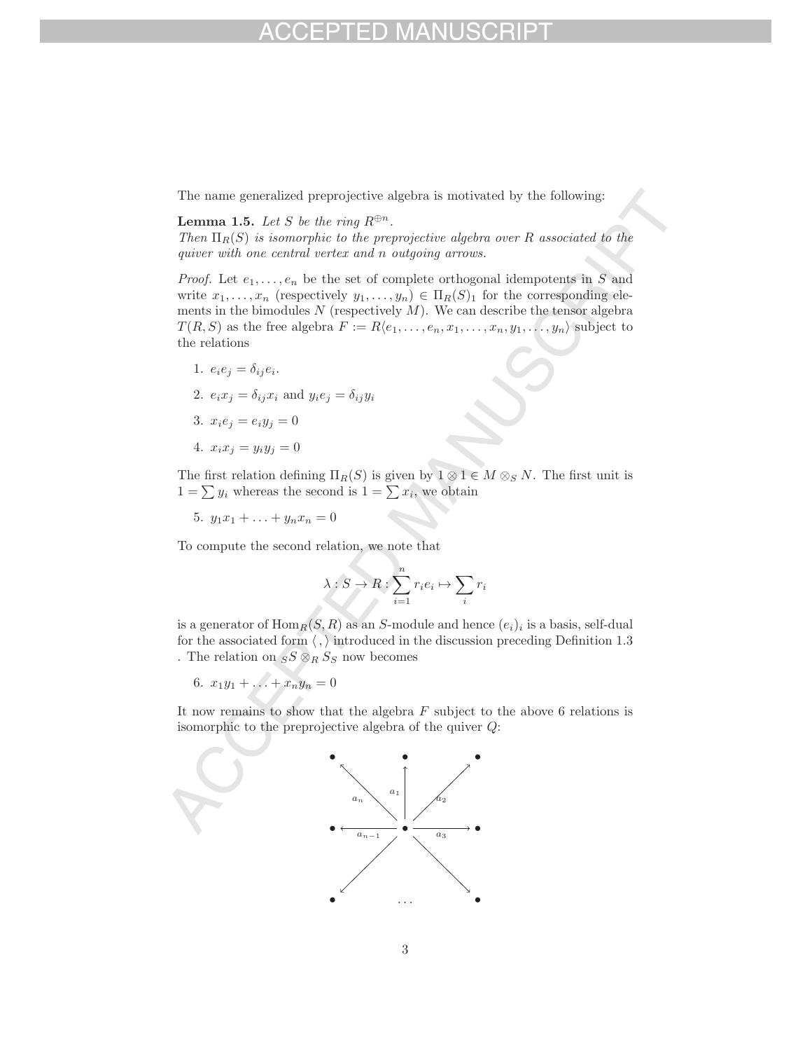The name generalized preprojective algebra is motivated by the following:

**Lemma 1.5.** *Let $S$ be the ring $R^{\oplus n}$.*
*Then $\Pi_R(S)$ is isomorphic to the preprojective algebra over $R$ associated to the quiver with one central vertex and $n$ outgoing arrows.*

*Proof.* Let $e_1, \ldots, e_n$ be the set of complete orthogonal idempotents in $S$ and write $x_1, \ldots, x_n$ (respectively $y_1, \ldots, y_n$) $\in \Pi_R(S)_1$ for the corresponding elements in the bimodules $N$ (respectively $M$). We can describe the tensor algebra $T(R, S)$ as the free algebra $F := R\langle e_1, \ldots, e_n, x_1, \ldots, x_n, y_1, \ldots, y_n\rangle$ subject to the relations

1. $e_i e_j = \delta_{ij} e_i$.
2. $e_i x_j = \delta_{ij} x_i$ and $y_i e_j = \delta_{ij} y_i$
3. $x_i e_j = e_i y_j = 0$
4. $x_i x_j = y_i y_j = 0$

The first relation defining $\Pi_R(S)$ is given by $1 \otimes 1 \in M \otimes_S N$. The first unit is $1 = \sum y_i$ whereas the second is $1 = \sum x_i$, we obtain

5. $y_1 x_1 + \ldots + y_n x_n = 0$

To compute the second relation, we note that

$$\lambda : S \to R : \sum_{i=1}^{n} r_i e_i \mapsto \sum_i r_i$$

is a generator of $\mathrm{Hom}_R(S, R)$ as an $S$-module and hence $(e_i)_i$ is a basis, self-dual for the associated form $\langle , \rangle$ introduced in the discussion preceding Definition 1.3 . The relation on ${}_S S \otimes_R S_S$ now becomes

6. $x_1 y_1 + \ldots + x_n y_n = 0$

It now remains to show that the algebra $F$ subject to the above 6 relations is isomorphic to the preprojective algebra of the quiver $Q$: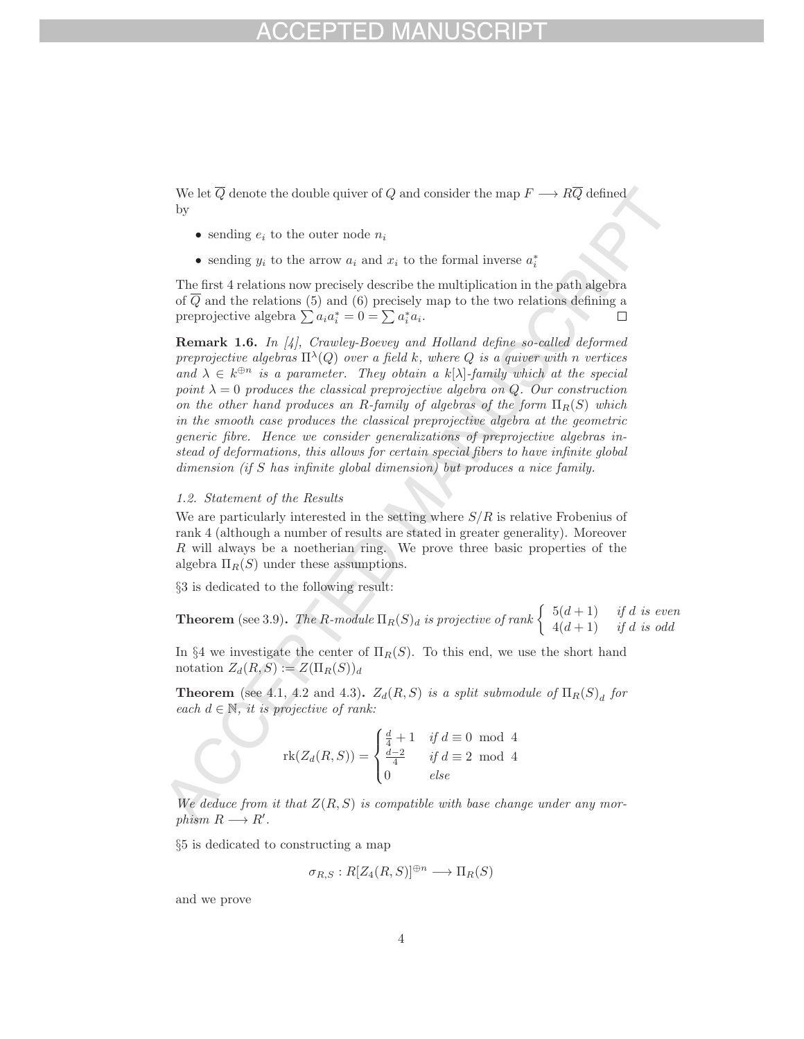We let $\overline{Q}$ denote the double quiver of $Q$ and consider the map $F \longrightarrow R\overline{Q}$ defined by

- sending $e_i$ to the outer node $n_i$
- sending $y_i$ to the arrow $a_i$ and $x_i$ to the formal inverse $a_i^*$

The first 4 relations now precisely describe the multiplication in the path algebra of $\overline{Q}$ and the relations (5) and (6) precisely map to the two relations defining a preprojective algebra $\sum a_i a_i^* = 0 = \sum a_i^* a_i$. $\square$

**Remark 1.6.** *In [4], Crawley-Boevey and Holland define so-called deformed preprojective algebras $\Pi^\lambda(Q)$ over a field $k$, where $Q$ is a quiver with $n$ vertices and $\lambda \in k^{\oplus n}$ is a parameter. They obtain a $k[\lambda]$-family which at the special point $\lambda = 0$ produces the classical preprojective algebra on $Q$. Our construction on the other hand produces an $R$-family of algebras of the form $\Pi_R(S)$ which in the smooth case produces the classical preprojective algebra at the geometric generic fibre. Hence we consider generalizations of preprojective algebras instead of deformations, this allows for certain special fibers to have infinite global dimension (if $S$ has infinite global dimension) but produces a nice family.*

### 1.2. Statement of the Results

We are particularly interested in the setting where $S/R$ is relative Frobenius of rank 4 (although a number of results are stated in greater generality). Moreover $R$ will always be a noetherian ring. We prove three basic properties of the algebra $\Pi_R(S)$ under these assumptions.

§3 is dedicated to the following result:

**Theorem** (see 3.9)**.** *The $R$-module $\Pi_R(S)_d$ is projective of rank* $\begin{cases} 5(d+1) & \text{if } d \text{ is even} \\ 4(d+1) & \text{if } d \text{ is odd} \end{cases}$

In §4 we investigate the center of $\Pi_R(S)$. To this end, we use the short hand notation $Z_d(R,S) := Z(\Pi_R(S))_d$

**Theorem** (see 4.1, 4.2 and 4.3)**.** *$Z_d(R,S)$ is a split submodule of $\Pi_R(S)_d$ for each $d \in \mathbb{N}$, it is projective of rank:*

$$\operatorname{rk}(Z_d(R,S)) = \begin{cases} \frac{d}{4} + 1 & \text{if } d \equiv 0 \mod 4 \\ \frac{d-2}{4} & \text{if } d \equiv 2 \mod 4 \\ 0 & \text{else} \end{cases}$$

*We deduce from it that $Z(R,S)$ is compatible with base change under any morphism $R \longrightarrow R'$.*

§5 is dedicated to constructing a map

$$\sigma_{R,S} : R[Z_4(R,S)]^{\oplus n} \longrightarrow \Pi_R(S)$$

and we prove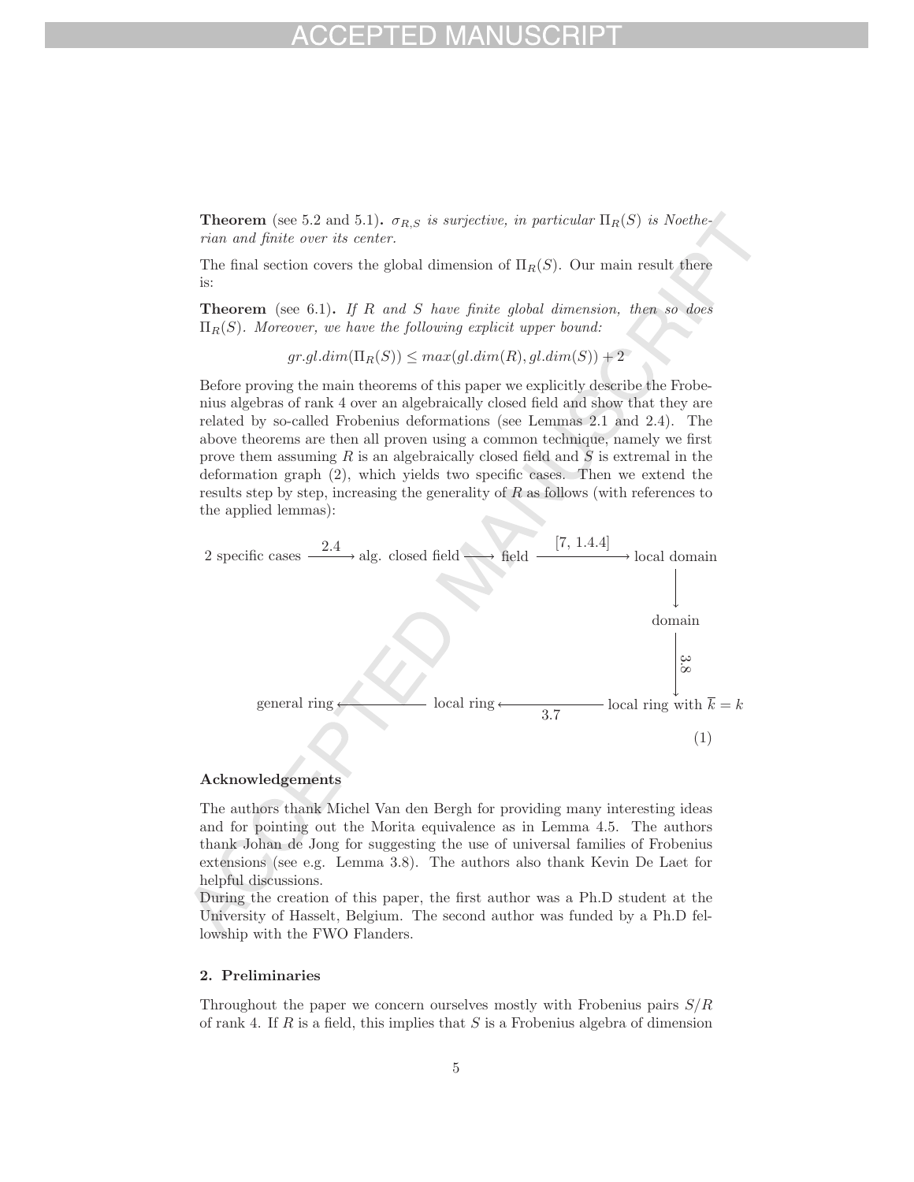**Theorem** (see 5.2 and 5.1)**.** *$\sigma_{R,S}$ is surjective, in particular $\Pi_R(S)$ is Noetherian and finite over its center.*

The final section covers the global dimension of $\Pi_R(S)$. Our main result there is:

**Theorem** (see 6.1)**.** *If $R$ and $S$ have finite global dimension, then so does $\Pi_R(S)$. Moreover, we have the following explicit upper bound:*

$$gr.gl.dim(\Pi_R(S)) \leq max(gl.dim(R), gl.dim(S)) + 2$$

Before proving the main theorems of this paper we explicitly describe the Frobenius algebras of rank 4 over an algebraically closed field and show that they are related by so-called Frobenius deformations (see Lemmas 2.1 and 2.4). The above theorems are then all proven using a common technique, namely we first prove them assuming $R$ is an algebraically closed field and $S$ is extremal in the deformation graph (2), which yields two specific cases. Then we extend the results step by step, increasing the generality of $R$ as follows (with references to the applied lemmas):

$$\begin{array}{ccccccc}
\text{2 specific cases} & \xrightarrow{2.4} & \text{alg. closed field} & \longrightarrow & \text{field} & \xrightarrow{[7,\ 1.4.4]} & \text{local domain} \\
 & & & & & & \downarrow \\
 & & & & & & \text{domain} \\
 & & & & & & \downarrow{\scriptstyle 3.8} \\
 & & \text{general ring} & \longleftarrow & \text{local ring} & \xleftarrow[3.7]{} & \text{local ring with } \overline{k} = k
\end{array} \qquad (1)$$

#### Acknowledgements

The authors thank Michel Van den Bergh for providing many interesting ideas and for pointing out the Morita equivalence as in Lemma 4.5. The authors thank Johan de Jong for suggesting the use of universal families of Frobenius extensions (see e.g. Lemma 3.8). The authors also thank Kevin De Laet for helpful discussions.

During the creation of this paper, the first author was a Ph.D student at the University of Hasselt, Belgium. The second author was funded by a Ph.D fellowship with the FWO Flanders.

## 2. Preliminaries

Throughout the paper we concern ourselves mostly with Frobenius pairs $S/R$ of rank 4. If $R$ is a field, this implies that $S$ is a Frobenius algebra of dimension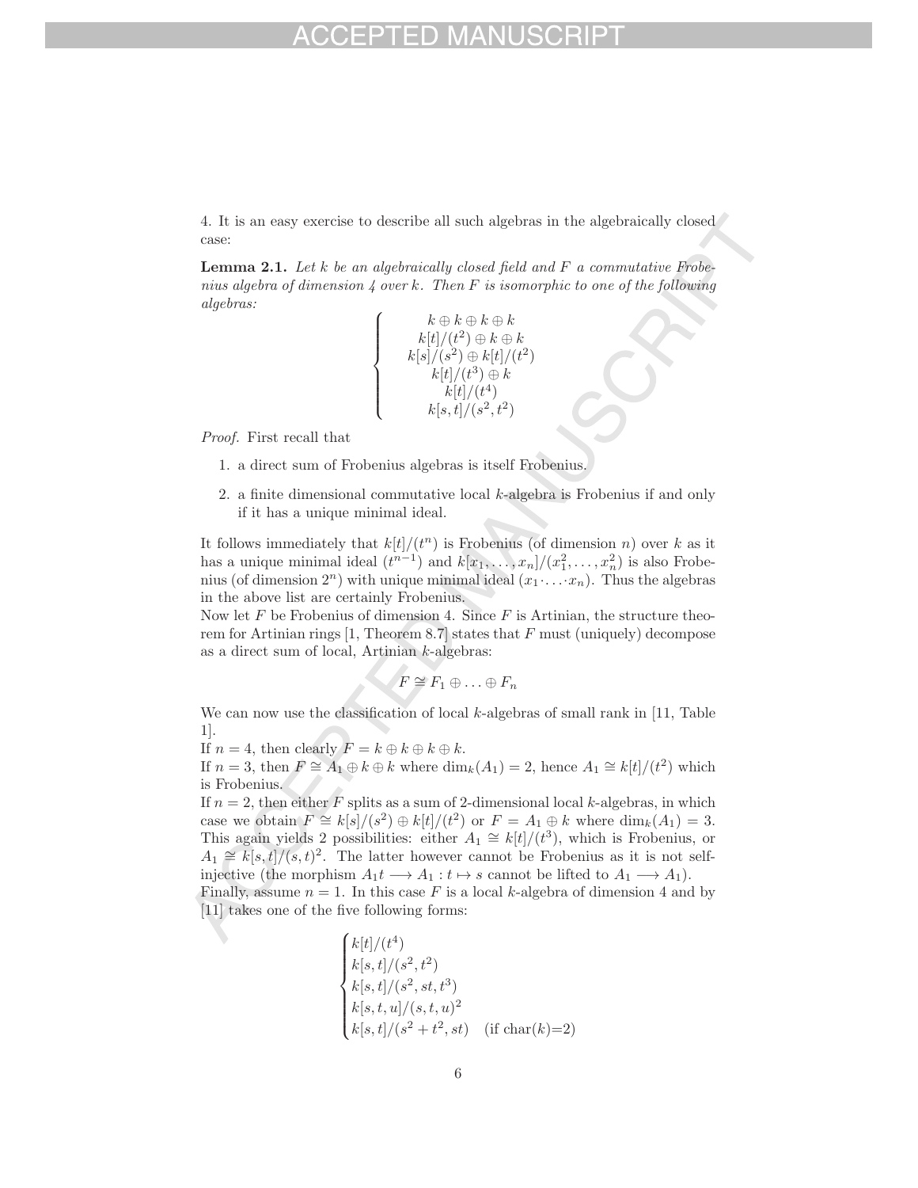4. It is an easy exercise to describe all such algebras in the algebraically closed case:

**Lemma 2.1.** *Let $k$ be an algebraically closed field and $F$ a commutative Frobenius algebra of dimension 4 over $k$. Then $F$ is isomorphic to one of the following algebras:*

$$\begin{cases} k \oplus k \oplus k \oplus k \\ k[t]/(t^2) \oplus k \oplus k \\ k[s]/(s^2) \oplus k[t]/(t^2) \\ k[t]/(t^3) \oplus k \\ k[t]/(t^4) \\ k[s,t]/(s^2,t^2) \end{cases}$$

*Proof.* First recall that

1. a direct sum of Frobenius algebras is itself Frobenius.
2. a finite dimensional commutative local $k$-algebra is Frobenius if and only if it has a unique minimal ideal.

It follows immediately that $k[t]/(t^n)$ is Frobenius (of dimension $n$) over $k$ as it has a unique minimal ideal $(t^{n-1})$ and $k[x_1,\ldots,x_n]/(x_1^2,\ldots,x_n^2)$ is also Frobenius (of dimension $2^n$) with unique minimal ideal $(x_1 \cdot \ldots \cdot x_n)$. Thus the algebras in the above list are certainly Frobenius.

Now let $F$ be Frobenius of dimension 4. Since $F$ is Artinian, the structure theorem for Artinian rings [1, Theorem 8.7] states that $F$ must (uniquely) decompose as a direct sum of local, Artinian $k$-algebras:

$$F \cong F_1 \oplus \ldots \oplus F_n$$

We can now use the classification of local $k$-algebras of small rank in [11, Table 1].

If $n = 4$, then clearly $F = k \oplus k \oplus k \oplus k$.

If $n = 3$, then $F \cong A_1 \oplus k \oplus k$ where $\dim_k(A_1) = 2$, hence $A_1 \cong k[t]/(t^2)$ which is Frobenius.

If $n = 2$, then either $F$ splits as a sum of 2-dimensional local $k$-algebras, in which case we obtain $F \cong k[s]/(s^2) \oplus k[t]/(t^2)$ or $F = A_1 \oplus k$ where $\dim_k(A_1) = 3$. This again yields 2 possibilities: either $A_1 \cong k[t]/(t^3)$, which is Frobenius, or $A_1 \cong k[s,t]/(s,t)^2$. The latter however cannot be Frobenius as it is not self-injective (the morphism $A_1 t \longrightarrow A_1 : t \mapsto s$ cannot be lifted to $A_1 \longrightarrow A_1$).

Finally, assume $n = 1$. In this case $F$ is a local $k$-algebra of dimension 4 and by [11] takes one of the five following forms:

$$\begin{cases} k[t]/(t^4) \\ k[s,t]/(s^2,t^2) \\ k[s,t]/(s^2,st,t^3) \\ k[s,t,u]/(s,t,u)^2 \\ k[s,t]/(s^2+t^2,st) \quad \text{(if char}(k)\text{=2)} \end{cases}$$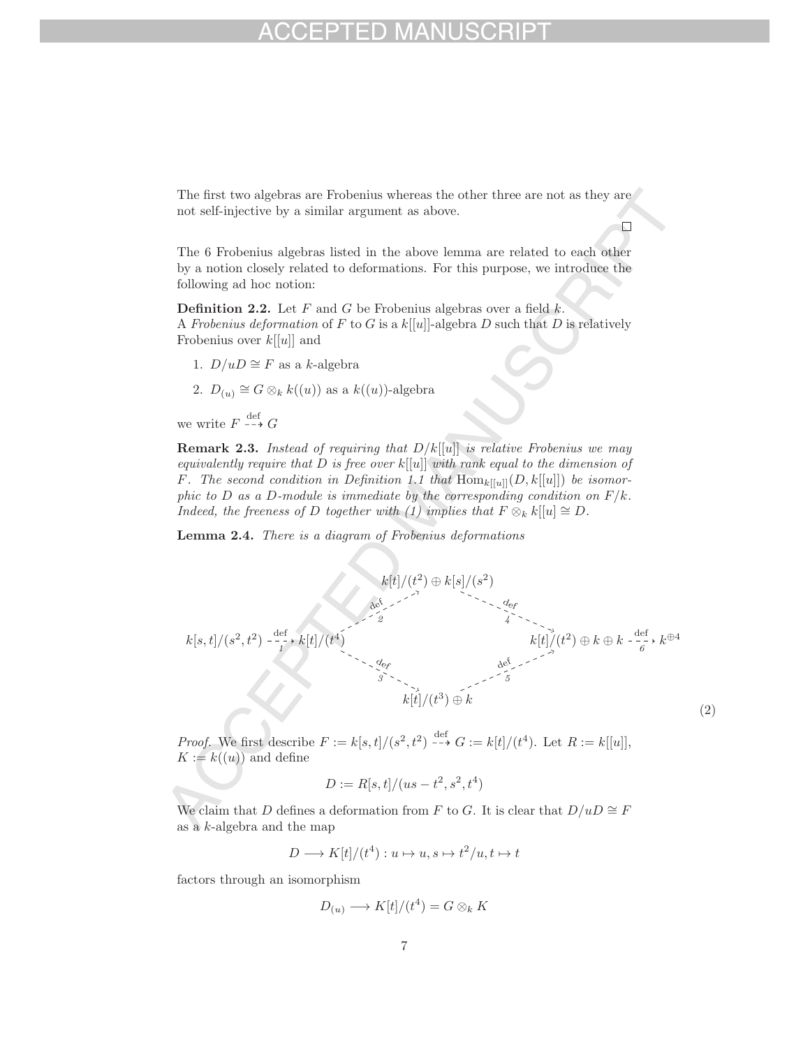The first two algebras are Frobenius whereas the other three are not as they are not self-injective by a similar argument as above.

□

The 6 Frobenius algebras listed in the above lemma are related to each other by a notion closely related to deformations. For this purpose, we introduce the following ad hoc notion:

**Definition 2.2.** Let $F$ and $G$ be Frobenius algebras over a field $k$. A *Frobenius deformation* of $F$ to $G$ is a $k[[u]]$-algebra $D$ such that $D$ is relatively Frobenius over $k[[u]]$ and

1. $D/uD \cong F$ as a $k$-algebra
2. $D_{(u)} \cong G \otimes_k k((u))$ as a $k((u))$-algebra

we write $F \overset{\text{def}}{\dashrightarrow} G$

**Remark 2.3.** *Instead of requiring that $D/k[[u]]$ is relative Frobenius we may equivalently require that $D$ is free over $k[[u]]$ with rank equal to the dimension of $F$. The second condition in Definition 1.1 that $\mathrm{Hom}_{k[[u]]}(D, k[[u]])$ be isomorphic to $D$ as a $D$-module is immediate by the corresponding condition on $F/k$. Indeed, the freeness of $D$ together with (1) implies that $F \otimes_k k[[u] \cong D$.*

**Lemma 2.4.** *There is a diagram of Frobenius deformations*

$$
\begin{array}{ccccc}
 & & k[t]/(t^2) \oplus k[s]/(s^2) & & \\
 & \overset{\text{def}}{\underset{2}{\nearrow}} & & \overset{\text{def}}{\underset{4}{\searrow}} & \\
k[s,t]/(s^2,t^2) \overset{\text{def}}{\underset{1}{\dashrightarrow}} k[t]/(t^4) & & & & k[t]/(t^2) \oplus k \oplus k \overset{\text{def}}{\underset{6}{\dashrightarrow}} k^{\oplus 4} \\
 & \overset{\text{def}}{\underset{3}{\searrow}} & & \overset{\text{def}}{\underset{5}{\nearrow}} & \\
 & & k[t]/(t^3) \oplus k & &
\end{array}
\tag{2}
$$

*Proof.* We first describe $F := k[s,t]/(s^2,t^2) \overset{\text{def}}{\dashrightarrow} G := k[t]/(t^4)$. Let $R := k[[u]]$, $K := k((u))$ and define

$$D := R[s,t]/(us - t^2, s^2, t^4)$$

We claim that $D$ defines a deformation from $F$ to $G$. It is clear that $D/uD \cong F$ as a $k$-algebra and the map

$$D \longrightarrow K[t]/(t^4) : u \mapsto u, s \mapsto t^2/u, t \mapsto t$$

factors through an isomorphism

$$D_{(u)} \longrightarrow K[t]/(t^4) = G \otimes_k K$$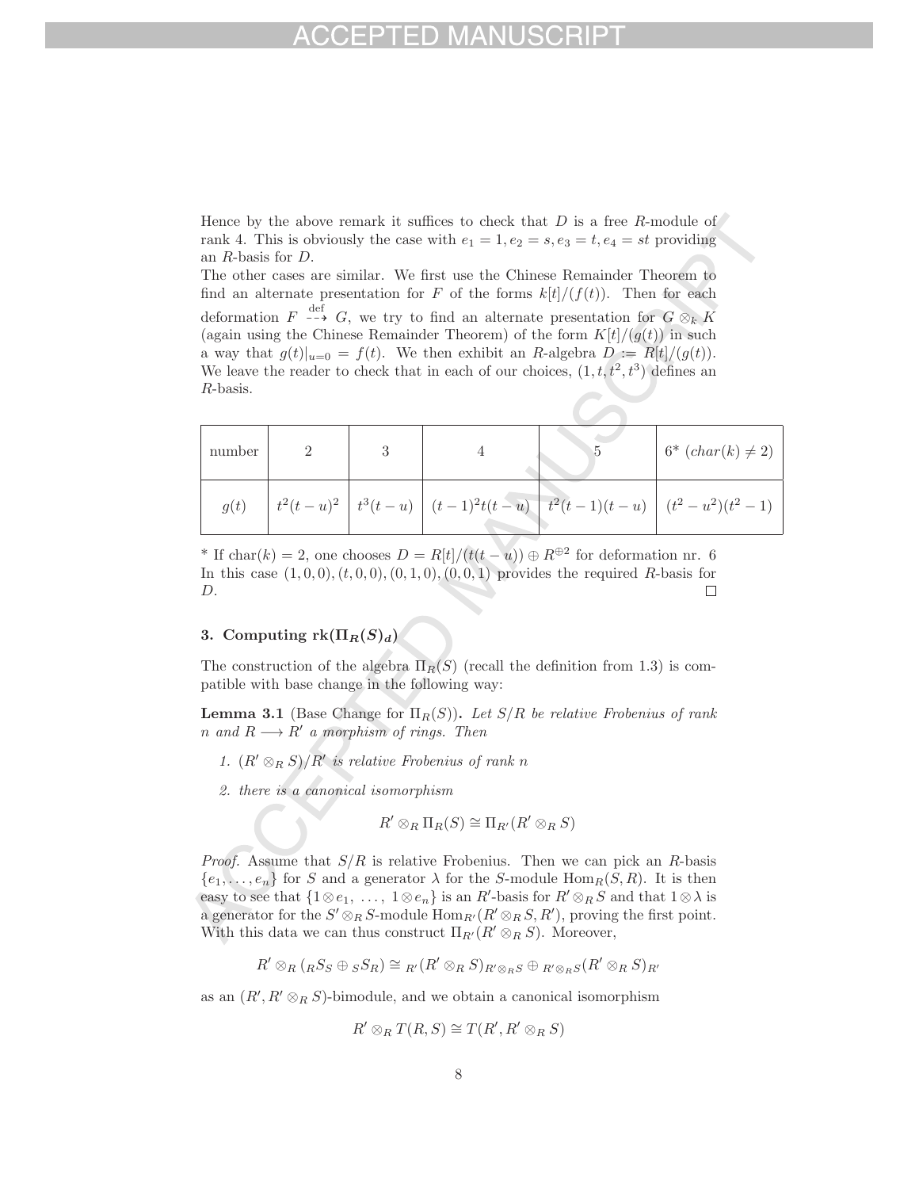Hence by the above remark it suffices to check that $D$ is a free $R$-module of rank 4. This is obviously the case with $e_1 = 1, e_2 = s, e_3 = t, e_4 = st$ providing an $R$-basis for $D$.

The other cases are similar. We first use the Chinese Remainder Theorem to find an alternate presentation for $F$ of the forms $k[t]/(f(t))$. Then for each deformation $F \overset{\text{def}}{\dashrightarrow} G$, we try to find an alternate presentation for $G \otimes_k K$ (again using the Chinese Remainder Theorem) of the form $K[t]/(g(t))$ in such a way that $g(t)|_{u=0} = f(t)$. We then exhibit an $R$-algebra $D := R[t]/(g(t))$. We leave the reader to check that in each of our choices, $(1, t, t^2, t^3)$ defines an $R$-basis.

| number | 2 | 3 | 4 | 5 | 6* ($char(k) \neq 2$) |
|---|---|---|---|---|---|
| $g(t)$ | $t^2(t-u)^2$ | $t^3(t-u)$ | $(t-1)^2t(t-u)$ | $t^2(t-1)(t-u)$ | $(t^2-u^2)(t^2-1)$ |

\* If $\text{char}(k) = 2$, one chooses $D = R[t]/(t(t-u)) \oplus R^{\oplus 2}$ for deformation nr. 6 In this case $(1,0,0), (t,0,0), (0,1,0), (0,0,1)$ provides the required $R$-basis for $D$. □

## 3. Computing $\text{rk}(\Pi_R(S)_d)$

The construction of the algebra $\Pi_R(S)$ (recall the definition from 1.3) is compatible with base change in the following way:

**Lemma 3.1** (Base Change for $\Pi_R(S)$)**.** *Let $S/R$ be relative Frobenius of rank $n$ and $R \longrightarrow R'$ a morphism of rings. Then*

1. *$(R' \otimes_R S)/R'$ is relative Frobenius of rank $n$*
2. *there is a canonical isomorphism*

$$R' \otimes_R \Pi_R(S) \cong \Pi_{R'}(R' \otimes_R S)$$

*Proof.* Assume that $S/R$ is relative Frobenius. Then we can pick an $R$-basis $\{e_1, \dots, e_n\}$ for $S$ and a generator $\lambda$ for the $S$-module $\text{Hom}_R(S, R)$. It is then easy to see that $\{1 \otimes e_1, \dots, 1 \otimes e_n\}$ is an $R'$-basis for $R' \otimes_R S$ and that $1 \otimes \lambda$ is a generator for the $S' \otimes_R S$-module $\text{Hom}_{R'}(R' \otimes_R S, R')$, proving the first point. With this data we can thus construct $\Pi_{R'}(R' \otimes_R S)$. Moreover,

$$R' \otimes_R ({}_R S_S \oplus {}_S S_R) \cong {}_{R'}(R' \otimes_R S)_{R' \otimes_R S} \oplus {}_{R' \otimes_R S}(R' \otimes_R S)_{R'}$$

as an $(R', R' \otimes_R S)$-bimodule, and we obtain a canonical isomorphism

$$R' \otimes_R T(R, S) \cong T(R', R' \otimes_R S)$$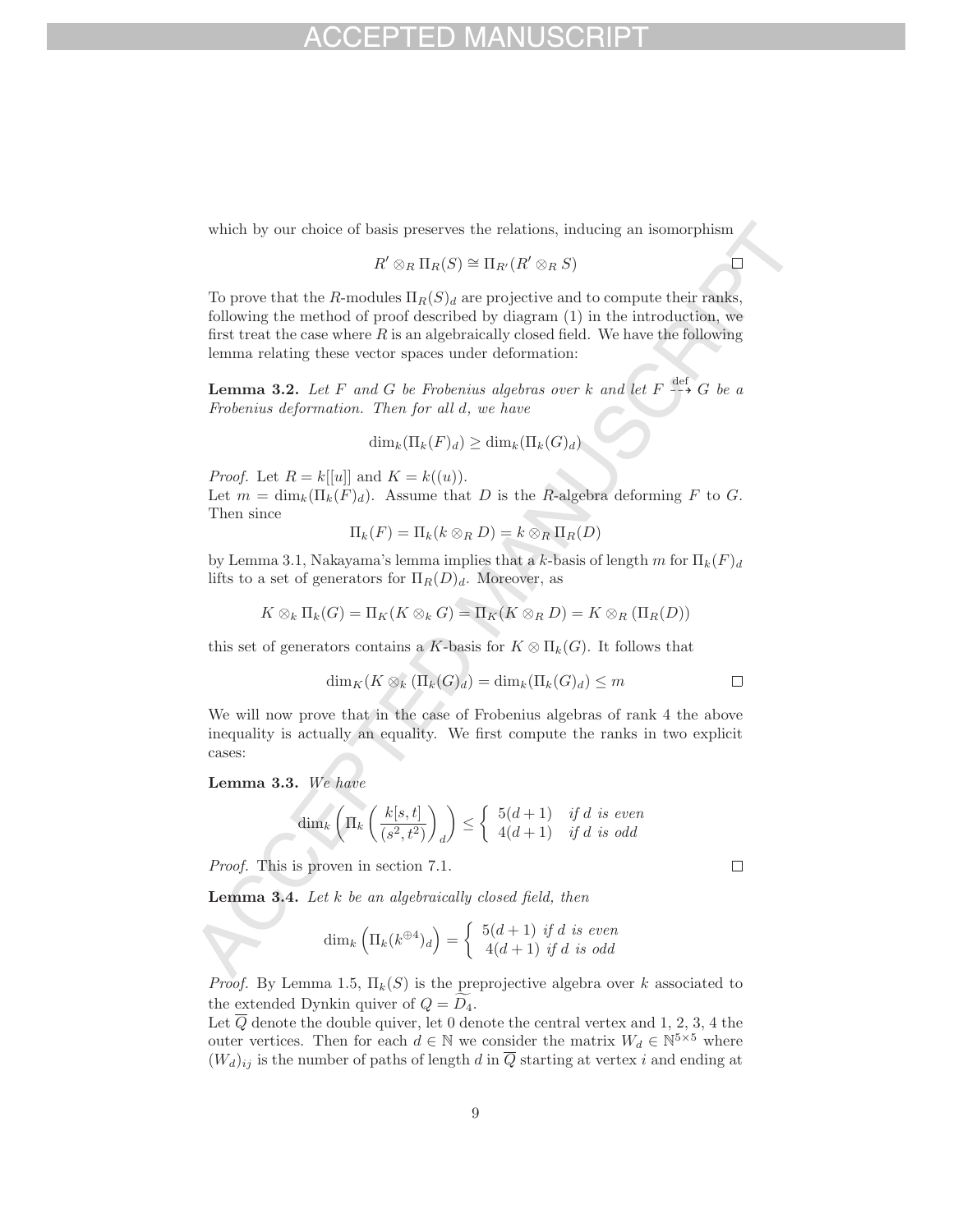which by our choice of basis preserves the relations, inducing an isomorphism

$$R' \otimes_R \Pi_R(S) \cong \Pi_{R'}(R' \otimes_R S)$$

□

To prove that the $R$-modules $\Pi_R(S)_d$ are projective and to compute their ranks, following the method of proof described by diagram (1) in the introduction, we first treat the case where $R$ is an algebraically closed field. We have the following lemma relating these vector spaces under deformation:

**Lemma 3.2.** *Let $F$ and $G$ be Frobenius algebras over $k$ and let $F \overset{\text{def}}{\dashrightarrow} G$ be a Frobenius deformation. Then for all $d$, we have*

$$\dim_k(\Pi_k(F)_d) \geq \dim_k(\Pi_k(G)_d)$$

*Proof.* Let $R = k[[u]]$ and $K = k((u))$.
Let $m = \dim_k(\Pi_k(F)_d)$. Assume that $D$ is the $R$-algebra deforming $F$ to $G$. Then since

$$\Pi_k(F) = \Pi_k(k \otimes_R D) = k \otimes_R \Pi_R(D)$$

by Lemma 3.1, Nakayama's lemma implies that a $k$-basis of length $m$ for $\Pi_k(F)_d$ lifts to a set of generators for $\Pi_R(D)_d$. Moreover, as

$$K \otimes_k \Pi_k(G) = \Pi_K(K \otimes_k G) = \Pi_K(K \otimes_R D) = K \otimes_R (\Pi_R(D))$$

this set of generators contains a $K$-basis for $K \otimes \Pi_k(G)$. It follows that

$$\dim_K(K \otimes_k (\Pi_k(G)_d) = \dim_k(\Pi_k(G)_d) \leq m$$

□

We will now prove that in the case of Frobenius algebras of rank 4 the above inequality is actually an equality. We first compute the ranks in two explicit cases:

**Lemma 3.3.** *We have*

$$\dim_k \left( \Pi_k \left( \frac{k[s,t]}{(s^2,t^2)} \right)_d \right) \leq \begin{cases} 5(d+1) & \text{if } d \text{ is even} \\ 4(d+1) & \text{if } d \text{ is odd} \end{cases}$$

*Proof.* This is proven in section 7.1. □

**Lemma 3.4.** *Let $k$ be an algebraically closed field, then*

$$\dim_k \left( \Pi_k(k^{\oplus 4})_d \right) = \begin{cases} 5(d+1) & \text{if } d \text{ is even} \\ 4(d+1) & \text{if } d \text{ is odd} \end{cases}$$

*Proof.* By Lemma 1.5, $\Pi_k(S)$ is the preprojective algebra over $k$ associated to the extended Dynkin quiver of $Q = \widetilde{D_4}$.
Let $\overline{Q}$ denote the double quiver, let 0 denote the central vertex and 1, 2, 3, 4 the outer vertices. Then for each $d \in \mathbb{N}$ we consider the matrix $W_d \in \mathbb{N}^{5\times 5}$ where $(W_d)_{ij}$ is the number of paths of length $d$ in $\overline{Q}$ starting at vertex $i$ and ending at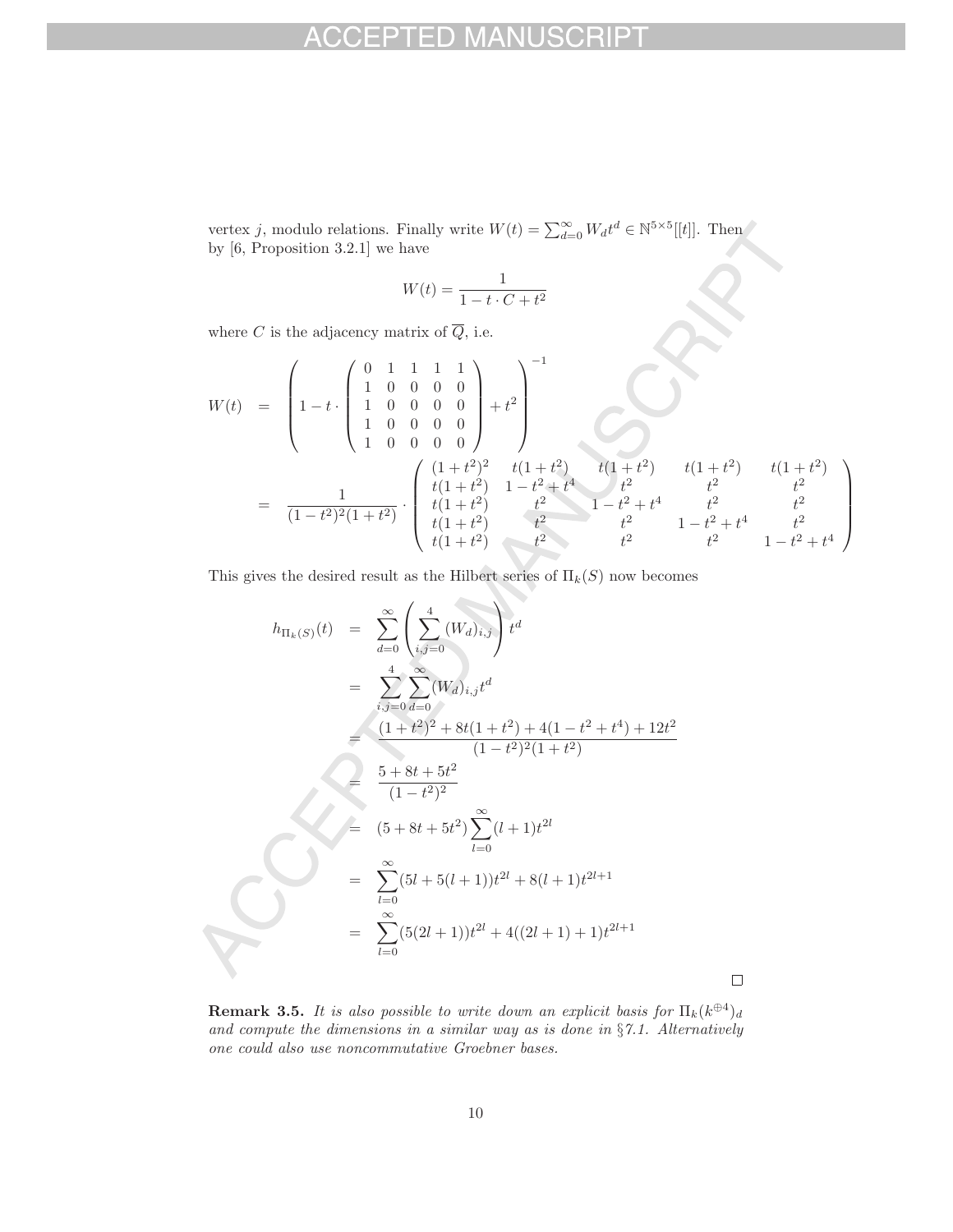vertex $j$, modulo relations. Finally write $W(t) = \sum_{d=0}^{\infty} W_d t^d \in \mathbb{N}^{5\times 5}[[t]]$. Then by [6, Proposition 3.2.1] we have

$$W(t) = \frac{1}{1 - t \cdot C + t^2}$$

where $C$ is the adjacency matrix of $\overline{Q}$, i.e.

$$\begin{aligned}
W(t) &= \left( 1 - t \cdot \begin{pmatrix} 0 & 1 & 1 & 1 & 1 \\ 1 & 0 & 0 & 0 & 0 \\ 1 & 0 & 0 & 0 & 0 \\ 1 & 0 & 0 & 0 & 0 \\ 1 & 0 & 0 & 0 & 0 \end{pmatrix} + t^2 \right)^{-1} \\
&= \frac{1}{(1-t^2)^2(1+t^2)} \cdot \begin{pmatrix} (1+t^2)^2 & t(1+t^2) & t(1+t^2) & t(1+t^2) & t(1+t^2) \\ t(1+t^2) & 1-t^2+t^4 & t^2 & t^2 & t^2 \\ t(1+t^2) & t^2 & 1-t^2+t^4 & t^2 & t^2 \\ t(1+t^2) & t^2 & t^2 & 1-t^2+t^4 & t^2 \\ t(1+t^2) & t^2 & t^2 & t^2 & 1-t^2+t^4 \end{pmatrix}
\end{aligned}$$

This gives the desired result as the Hilbert series of $\Pi_k(S)$ now becomes

$$\begin{aligned}
h_{\Pi_k(S)}(t) &= \sum_{d=0}^{\infty} \left( \sum_{i,j=0}^{4} (W_d)_{i,j} \right) t^d \\
&= \sum_{i,j=0}^{4} \sum_{d=0}^{\infty} (W_d)_{i,j} t^d \\
&= \frac{(1+t^2)^2 + 8t(1+t^2) + 4(1-t^2+t^4) + 12t^2}{(1-t^2)^2(1+t^2)} \\
&= \frac{5+8t+5t^2}{(1-t^2)^2} \\
&= (5+8t+5t^2) \sum_{l=0}^{\infty} (l+1) t^{2l} \\
&= \sum_{l=0}^{\infty} (5l + 5(l+1)) t^{2l} + 8(l+1) t^{2l+1} \\
&= \sum_{l=0}^{\infty} (5(2l+1)) t^{2l} + 4((2l+1)+1) t^{2l+1}
\end{aligned}$$

□

**Remark 3.5.** *It is also possible to write down an explicit basis for $\Pi_k(k^{\oplus 4})_d$ and compute the dimensions in a similar way as is done in §7.1. Alternatively one could also use noncommutative Groebner bases.*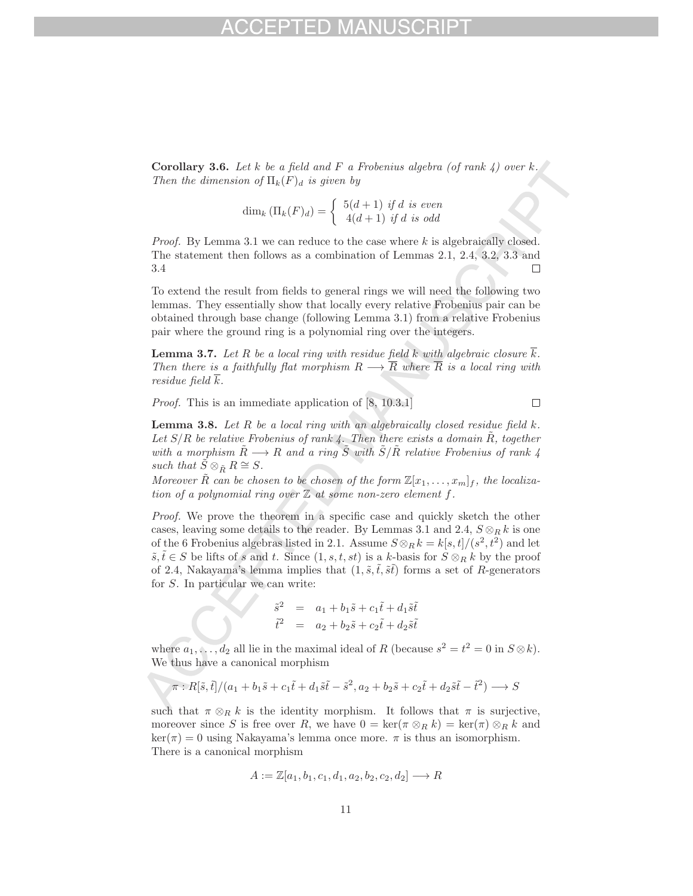**Corollary 3.6.** *Let $k$ be a field and $F$ a Frobenius algebra (of rank 4) over $k$. Then the dimension of $\Pi_k(F)_d$ is given by*

$$\dim_k(\Pi_k(F)_d) = \begin{cases} 5(d+1) & \text{if } d \text{ is even} \\ 4(d+1) & \text{if } d \text{ is odd} \end{cases}$$

*Proof.* By Lemma 3.1 we can reduce to the case where $k$ is algebraically closed. The statement then follows as a combination of Lemmas 2.1, 2.4, 3.2, 3.3 and 3.4 □

To extend the result from fields to general rings we will need the following two lemmas. They essentially show that locally every relative Frobenius pair can be obtained through base change (following Lemma 3.1) from a relative Frobenius pair where the ground ring is a polynomial ring over the integers.

**Lemma 3.7.** *Let $R$ be a local ring with residue field $k$ with algebraic closure $\overline{k}$. Then there is a faithfully flat morphism $R \longrightarrow \overline{R}$ where $\overline{R}$ is a local ring with residue field $\overline{k}$.*

*Proof.* This is an immediate application of [8, 10.3.1] □

**Lemma 3.8.** *Let $R$ be a local ring with an algebraically closed residue field $k$. Let $S/R$ be relative Frobenius of rank 4. Then there exists a domain $\tilde{R}$, together with a morphism $\tilde{R} \longrightarrow R$ and a ring $\tilde{S}$ with $\tilde{S}/\tilde{R}$ relative Frobenius of rank 4 such that $\tilde{S} \otimes_{\tilde{R}} R \cong S$.*
*Moreover $\tilde{R}$ can be chosen to be chosen of the form $\mathbb{Z}[x_1, \ldots, x_m]_f$, the localization of a polynomial ring over $\mathbb{Z}$ at some non-zero element $f$.*

*Proof.* We prove the theorem in a specific case and quickly sketch the other cases, leaving some details to the reader. By Lemmas 3.1 and 2.4, $S \otimes_R k$ is one of the 6 Frobenius algebras listed in 2.1. Assume $S \otimes_R k = k[s,t]/(s^2, t^2)$ and let $\tilde{s}, \tilde{t} \in S$ be lifts of $s$ and $t$. Since $(1, s, t, st)$ is a $k$-basis for $S \otimes_R k$ by the proof of 2.4, Nakayama's lemma implies that $(1, \tilde{s}, \tilde{t}, \tilde{s}\tilde{t})$ forms a set of $R$-generators for $S$. In particular we can write:

$$\begin{aligned} \tilde{s}^2 &= a_1 + b_1\tilde{s} + c_1\tilde{t} + d_1\tilde{s}\tilde{t} \\ \tilde{t}^2 &= a_2 + b_2\tilde{s} + c_2\tilde{t} + d_2\tilde{s}\tilde{t} \end{aligned}$$

where $a_1, \ldots, d_2$ all lie in the maximal ideal of $R$ (because $s^2 = t^2 = 0$ in $S \otimes k$). We thus have a canonical morphism

$$\pi : R[\tilde{s}, \tilde{t}]/(a_1 + b_1\tilde{s} + c_1\tilde{t} + d_1\tilde{s}\tilde{t} - \tilde{s}^2, a_2 + b_2\tilde{s} + c_2\tilde{t} + d_2\tilde{s}\tilde{t} - \tilde{t}^2) \longrightarrow S$$

such that $\pi \otimes_R k$ is the identity morphism. It follows that $\pi$ is surjective, moreover since $S$ is free over $R$, we have $0 = \ker(\pi \otimes_R k) = \ker(\pi) \otimes_R k$ and $\ker(\pi) = 0$ using Nakayama's lemma once more. $\pi$ is thus an isomorphism.
There is a canonical morphism

$$A := \mathbb{Z}[a_1, b_1, c_1, d_1, a_2, b_2, c_2, d_2] \longrightarrow R$$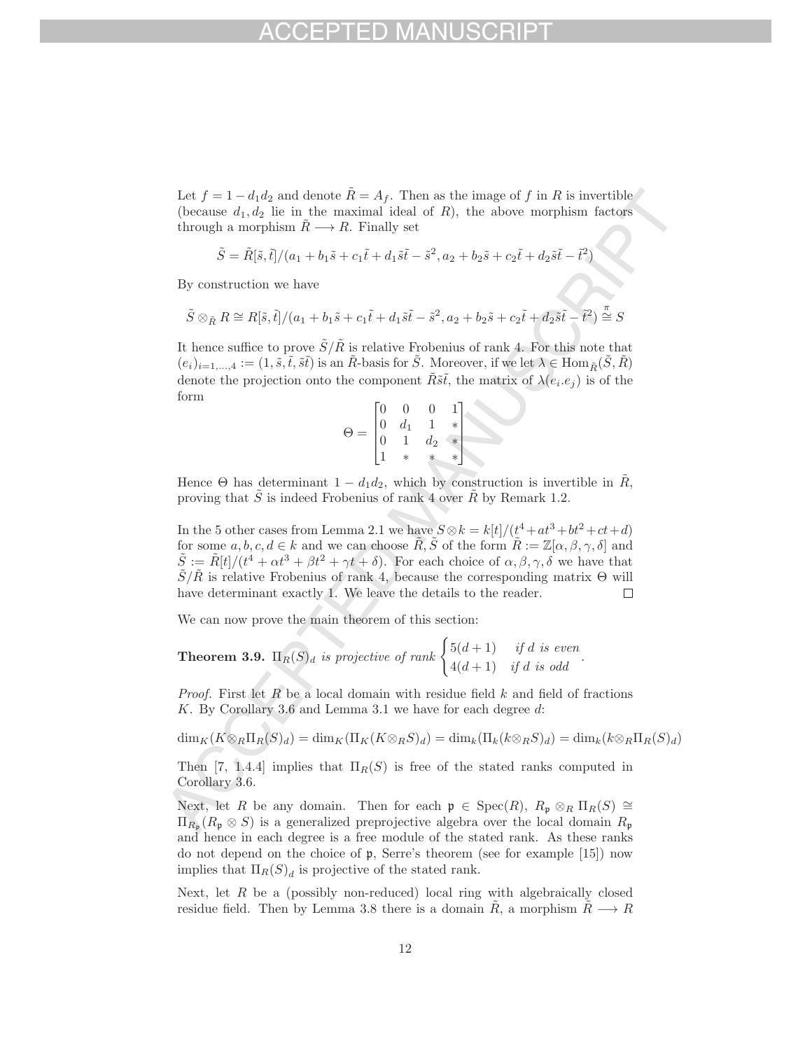Let $f = 1 - d_1 d_2$ and denote $\tilde{R} = A_f$. Then as the image of $f$ in $R$ is invertible (because $d_1, d_2$ lie in the maximal ideal of $R$), the above morphism factors through a morphism $\tilde{R} \longrightarrow R$. Finally set

$$\tilde{S} = \tilde{R}[\tilde{s}, \tilde{t}]/(a_1 + b_1\tilde{s} + c_1\tilde{t} + d_1\tilde{s}\tilde{t} - \tilde{s}^2, a_2 + b_2\tilde{s} + c_2\tilde{t} + d_2\tilde{s}\tilde{t} - \tilde{t}^2)$$

By construction we have

$$\tilde{S} \otimes_{\tilde{R}} R \cong R[\tilde{s}, \tilde{t}]/(a_1 + b_1\tilde{s} + c_1\tilde{t} + d_1\tilde{s}\tilde{t} - \tilde{s}^2, a_2 + b_2\tilde{s} + c_2\tilde{t} + d_2\tilde{s}\tilde{t} - \tilde{t}^2) \overset{\pi}{\cong} S$$

It hence suffice to prove $\tilde{S}/\tilde{R}$ is relative Frobenius of rank 4. For this note that $(e_i)_{i=1,\ldots,4} := (1, \tilde{s}, \tilde{t}, \tilde{s}\tilde{t})$ is an $\tilde{R}$-basis for $\tilde{S}$. Moreover, if we let $\lambda \in \operatorname{Hom}_{\tilde{R}}(\tilde{S}, \tilde{R})$ denote the projection onto the component $\tilde{R}\tilde{s}\tilde{t}$, the matrix of $\lambda(e_i.e_j)$ is of the form

$$\Theta = \begin{bmatrix} 0 & 0 & 0 & 1 \\ 0 & d_1 & 1 & * \\ 0 & 1 & d_2 & * \\ 1 & * & * & * \end{bmatrix}$$

Hence $\Theta$ has determinant $1 - d_1 d_2$, which by construction is invertible in $\tilde{R}$, proving that $\tilde{S}$ is indeed Frobenius of rank 4 over $\tilde{R}$ by Remark 1.2.

In the 5 other cases from Lemma 2.1 we have $S \otimes k = k[t]/(t^4 + at^3 + bt^2 + ct + d)$ for some $a, b, c, d \in k$ and we can choose $\tilde{R}, \tilde{S}$ of the form $\tilde{R} := \mathbb{Z}[\alpha, \beta, \gamma, \delta]$ and $\tilde{S} := \tilde{R}[t]/(t^4 + \alpha t^3 + \beta t^2 + \gamma t + \delta)$. For each choice of $\alpha, \beta, \gamma, \delta$ we have that $\tilde{S}/\tilde{R}$ is relative Frobenius of rank 4, because the corresponding matrix $\Theta$ will have determinant exactly 1. We leave the details to the reader. □

We can now prove the main theorem of this section:

**Theorem 3.9.** *$\Pi_R(S)_d$ is projective of rank* $\begin{cases} 5(d+1) & \text{if } d \text{ is even} \\ 4(d+1) & \text{if } d \text{ is odd} \end{cases}$.

*Proof.* First let $R$ be a local domain with residue field $k$ and field of fractions $K$. By Corollary 3.6 and Lemma 3.1 we have for each degree $d$:

$$\dim_K(K \otimes_R \Pi_R(S)_d) = \dim_K(\Pi_K(K \otimes_R S)_d) = \dim_k(\Pi_k(k \otimes_R S)_d) = \dim_k(k \otimes_R \Pi_R(S)_d)$$

Then [7, 1.4.4] implies that $\Pi_R(S)$ is free of the stated ranks computed in Corollary 3.6.

Next, let $R$ be any domain. Then for each $\mathfrak{p} \in \operatorname{Spec}(R)$, $R_{\mathfrak{p}} \otimes_R \Pi_R(S) \cong \Pi_{R_{\mathfrak{p}}}(R_{\mathfrak{p}} \otimes S)$ is a generalized preprojective algebra over the local domain $R_{\mathfrak{p}}$ and hence in each degree is a free module of the stated rank. As these ranks do not depend on the choice of $\mathfrak{p}$, Serre's theorem (see for example [15]) now implies that $\Pi_R(S)_d$ is projective of the stated rank.

Next, let $R$ be a (possibly non-reduced) local ring with algebraically closed residue field. Then by Lemma 3.8 there is a domain $\tilde{R}$, a morphism $\tilde{R} \longrightarrow R$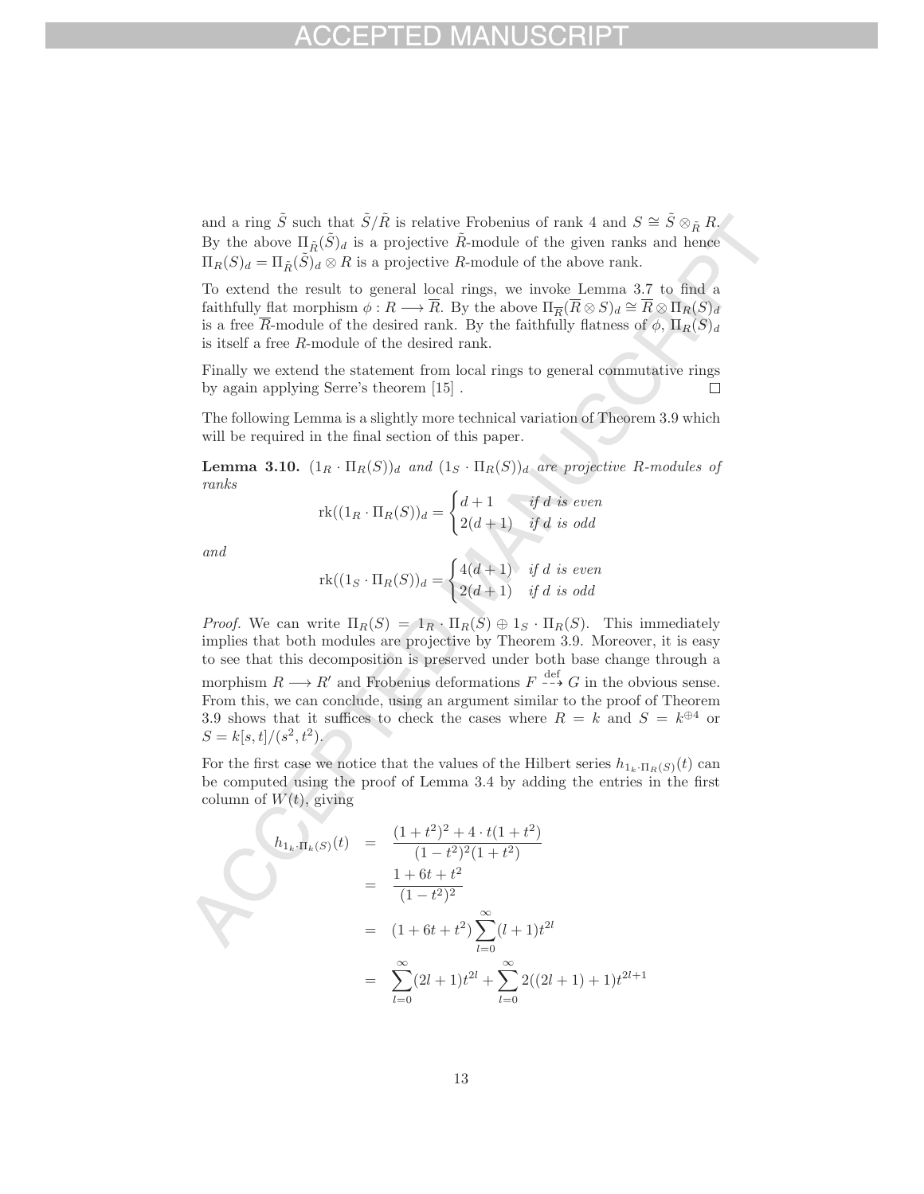and a ring $\tilde{S}$ such that $\tilde{S}/\tilde{R}$ is relative Frobenius of rank 4 and $S \cong \tilde{S} \otimes_{\tilde{R}} R$. By the above $\Pi_{\tilde{R}}(\tilde{S})_d$ is a projective $\tilde{R}$-module of the given ranks and hence $\Pi_R(S)_d = \Pi_{\tilde{R}}(\tilde{S})_d \otimes R$ is a projective $R$-module of the above rank.

To extend the result to general local rings, we invoke Lemma 3.7 to find a faithfully flat morphism $\phi : R \longrightarrow \overline{R}$. By the above $\Pi_{\overline{R}}(\overline{R} \otimes S)_d \cong \overline{R} \otimes \Pi_R(S)_d$ is a free $\overline{R}$-module of the desired rank. By the faithfully flatness of $\phi$, $\Pi_R(S)_d$ is itself a free $R$-module of the desired rank.

Finally we extend the statement from local rings to general commutative rings by again applying Serre's theorem [15] . □

The following Lemma is a slightly more technical variation of Theorem 3.9 which will be required in the final section of this paper.

**Lemma 3.10.** *$(1_R \cdot \Pi_R(S))_d$ and $(1_S \cdot \Pi_R(S))_d$ are projective $R$-modules of ranks*

$$\operatorname{rk}((1_R \cdot \Pi_R(S))_d = \begin{cases} d+1 & \text{if } d \text{ is even} \\ 2(d+1) & \text{if } d \text{ is odd} \end{cases}$$

*and*

$$\operatorname{rk}((1_S \cdot \Pi_R(S))_d = \begin{cases} 4(d+1) & \text{if } d \text{ is even} \\ 2(d+1) & \text{if } d \text{ is odd} \end{cases}$$

*Proof.* We can write $\Pi_R(S) = 1_R \cdot \Pi_R(S) \oplus 1_S \cdot \Pi_R(S)$. This immediately implies that both modules are projective by Theorem 3.9. Moreover, it is easy to see that this decomposition is preserved under both base change through a morphism $R \longrightarrow R'$ and Frobenius deformations $F \overset{\text{def}}{\dashrightarrow} G$ in the obvious sense. From this, we can conclude, using an argument similar to the proof of Theorem 3.9 shows that it suffices to check the cases where $R = k$ and $S = k^{\oplus 4}$ or $S = k[s,t]/(s^2,t^2)$.

For the first case we notice that the values of the Hilbert series $h_{1_k \cdot \Pi_R(S)}(t)$ can be computed using the proof of Lemma 3.4 by adding the entries in the first column of $W(t)$, giving

$$\begin{aligned}
h_{1_k \cdot \Pi_k(S)}(t) &= \frac{(1+t^2)^2 + 4 \cdot t(1+t^2)}{(1-t^2)^2(1+t^2)} \\
&= \frac{1+6t+t^2}{(1-t^2)^2} \\
&= (1+6t+t^2)\sum_{l=0}^{\infty}(l+1)t^{2l} \\
&= \sum_{l=0}^{\infty}(2l+1)t^{2l} + \sum_{l=0}^{\infty} 2((2l+1)+1)t^{2l+1}
\end{aligned}$$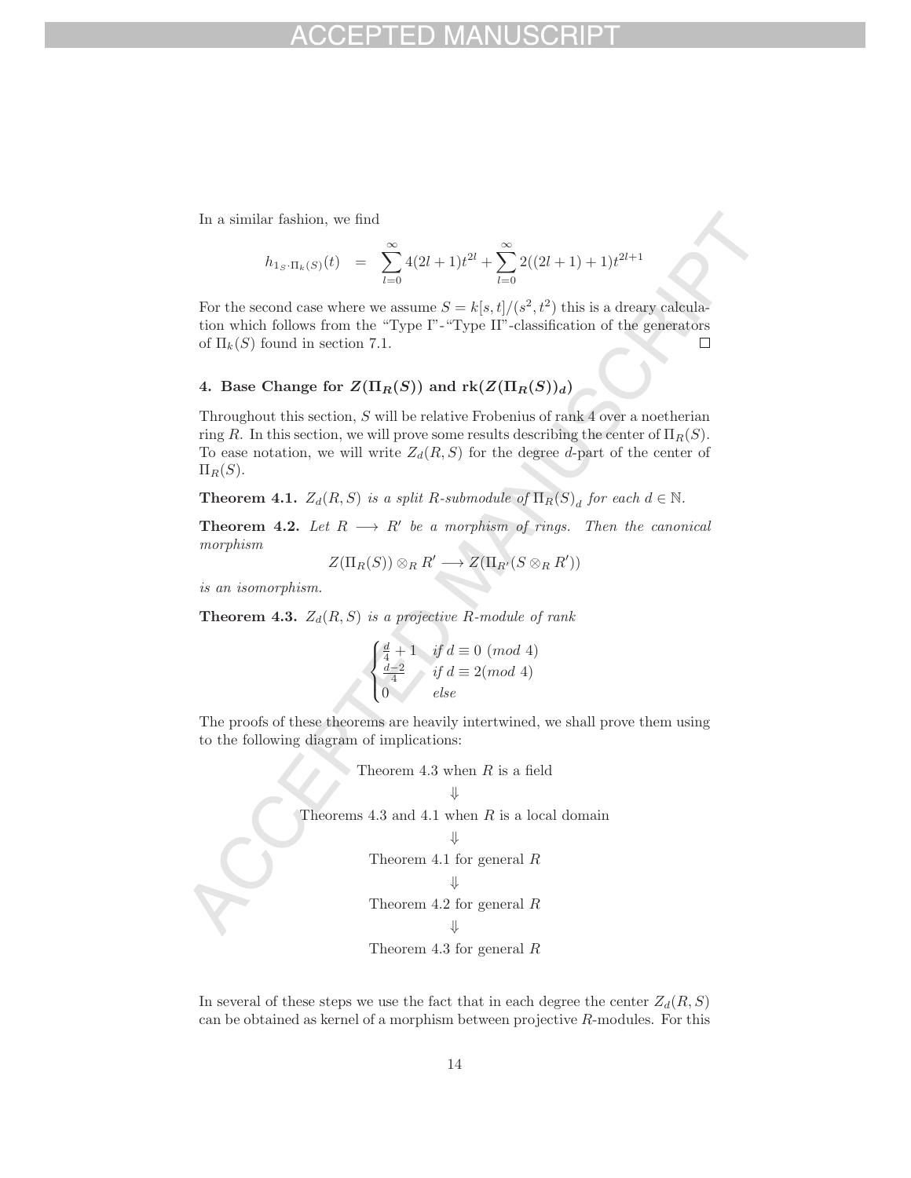In a similar fashion, we find

$$h_{1_S \cdot \Pi_k(S)}(t) \quad = \quad \sum_{l=0}^{\infty} 4(2l+1)t^{2l} + \sum_{l=0}^{\infty} 2((2l+1)+1)t^{2l+1}$$

For the second case where we assume $S = k[s,t]/(s^2,t^2)$ this is a dreary calculation which follows from the "Type I"-"Type II"-classification of the generators of $\Pi_k(S)$ found in section 7.1. □

## 4. Base Change for $Z(\Pi_R(S))$ and $\mathrm{rk}(Z(\Pi_R(S))_d)$

Throughout this section, $S$ will be relative Frobenius of rank 4 over a noetherian ring $R$. In this section, we will prove some results describing the center of $\Pi_R(S)$. To ease notation, we will write $Z_d(R,S)$ for the degree $d$-part of the center of $\Pi_R(S)$.

**Theorem 4.1.** *$Z_d(R,S)$ is a split $R$-submodule of $\Pi_R(S)_d$ for each $d \in \mathbb{N}$.*

**Theorem 4.2.** *Let $R \longrightarrow R'$ be a morphism of rings. Then the canonical morphism*

$$Z(\Pi_R(S)) \otimes_R R' \longrightarrow Z(\Pi_{R'}(S \otimes_R R'))$$

*is an isomorphism.*

**Theorem 4.3.** *$Z_d(R,S)$ is a projective $R$-module of rank*

$$\begin{cases} \frac{d}{4}+1 & \text{if } d \equiv 0 \ (\text{mod } 4) \\ \frac{d-2}{4} & \text{if } d \equiv 2 (\text{mod } 4) \\ 0 & \text{else} \end{cases}$$

The proofs of these theorems are heavily intertwined, we shall prove them using to the following diagram of implications:

Theorem 4.3 when $R$ is a field

⇓

Theorems 4.3 and 4.1 when $R$ is a local domain

⇓

Theorem 4.1 for general $R$

⇓

Theorem 4.2 for general $R$

⇓

Theorem 4.3 for general $R$

In several of these steps we use the fact that in each degree the center $Z_d(R,S)$ can be obtained as kernel of a morphism between projective $R$-modules. For this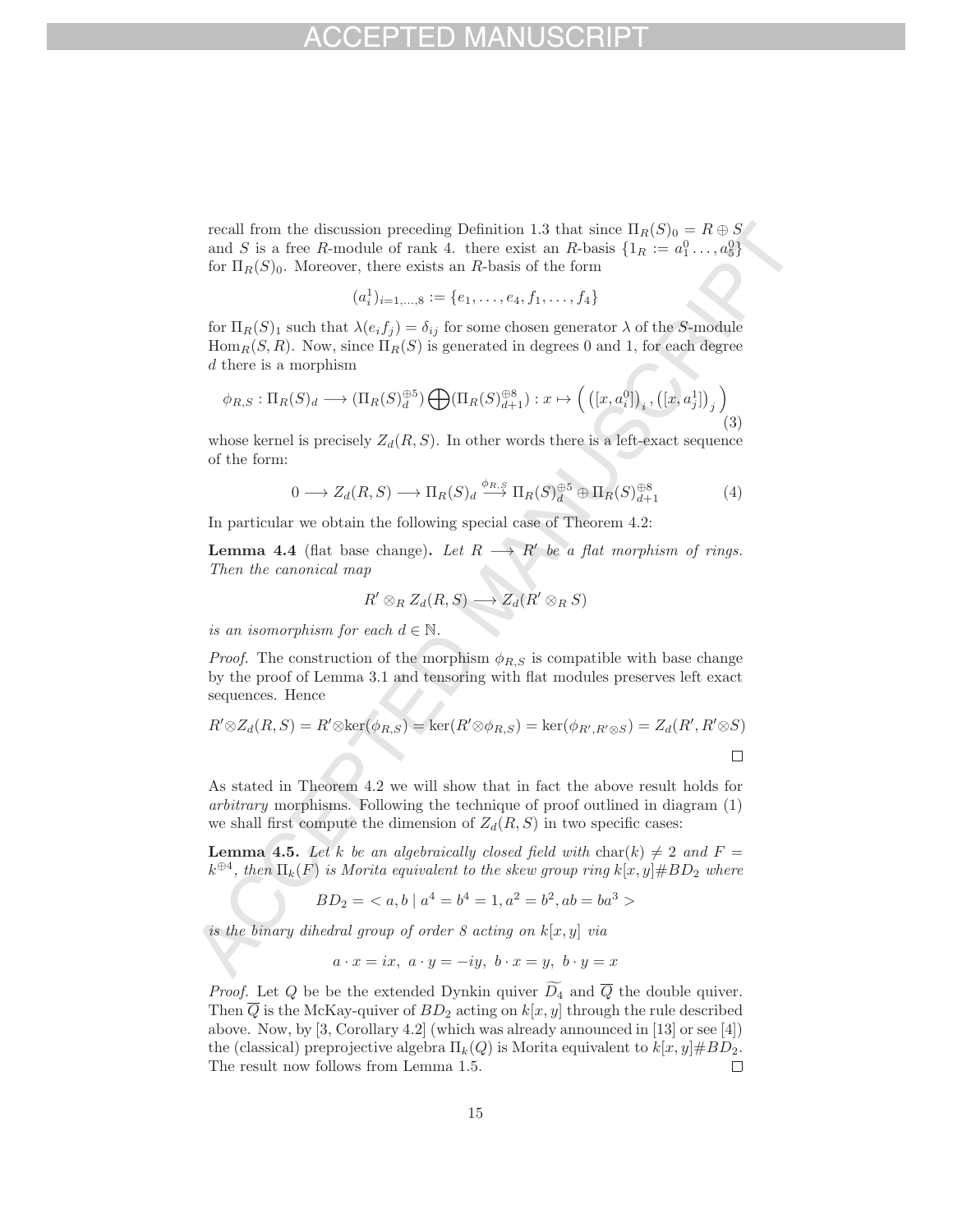recall from the discussion preceding Definition 1.3 that since $\Pi_R(S)_0 = R \oplus S$ and $S$ is a free $R$-module of rank 4. there exist an $R$-basis $\{1_R := a_1^0 \dots, a_5^0\}$ for $\Pi_R(S)_0$. Moreover, there exists an $R$-basis of the form

$$(a_i^1)_{i=1,\dots,8} := \{e_1, \dots, e_4, f_1, \dots, f_4\}$$

for $\Pi_R(S)_1$ such that $\lambda(e_i f_j) = \delta_{ij}$ for some chosen generator $\lambda$ of the $S$-module $\mathrm{Hom}_R(S, R)$. Now, since $\Pi_R(S)$ is generated in degrees 0 and 1, for each degree $d$ there is a morphism

$$\phi_{R,S} : \Pi_R(S)_d \longrightarrow (\Pi_R(S)_d^{\oplus 5}) \bigoplus (\Pi_R(S)_{d+1}^{\oplus 8}) : x \mapsto \Big( \big([x, a_i^0]\big)_i, \big([x, a_j^1]\big)_j \Big) \tag{3}$$

whose kernel is precisely $Z_d(R, S)$. In other words there is a left-exact sequence of the form:

$$0 \longrightarrow Z_d(R, S) \longrightarrow \Pi_R(S)_d \xrightarrow{\phi_{R,S}} \Pi_R(S)_d^{\oplus 5} \oplus \Pi_R(S)_{d+1}^{\oplus 8} \tag{4}$$

In particular we obtain the following special case of Theorem 4.2:

**Lemma 4.4** (flat base change)**.** *Let $R \longrightarrow R'$ be a flat morphism of rings. Then the canonical map*

$$R' \otimes_R Z_d(R, S) \longrightarrow Z_d(R' \otimes_R S)$$

*is an isomorphism for each $d \in \mathbb{N}$.*

*Proof.* The construction of the morphism $\phi_{R,S}$ is compatible with base change by the proof of Lemma 3.1 and tensoring with flat modules preserves left exact sequences. Hence

$$R' \otimes Z_d(R, S) = R' \otimes \ker(\phi_{R,S}) = \ker(R' \otimes \phi_{R,S}) = \ker(\phi_{R', R' \otimes S}) = Z_d(R', R' \otimes S)$$

□

As stated in Theorem 4.2 we will show that in fact the above result holds for *arbitrary* morphisms. Following the technique of proof outlined in diagram (1) we shall first compute the dimension of $Z_d(R, S)$ in two specific cases:

**Lemma 4.5.** *Let $k$ be an algebraically closed field with $\mathrm{char}(k) \neq 2$ and $F = k^{\oplus 4}$, then $\Pi_k(F)$ is Morita equivalent to the skew group ring $k[x, y]\#BD_2$ where*

$$BD_2 = < a, b \mid a^4 = b^4 = 1, a^2 = b^2, ab = ba^3 >$$

*is the binary dihedral group of order 8 acting on $k[x, y]$ via*

$$a \cdot x = ix,\ a \cdot y = -iy,\ b \cdot x = y,\ b \cdot y = x$$

*Proof.* Let $Q$ be be the extended Dynkin quiver $\widetilde{D_4}$ and $\overline{Q}$ the double quiver. Then $\overline{Q}$ is the McKay-quiver of $BD_2$ acting on $k[x, y]$ through the rule described above. Now, by [3, Corollary 4.2] (which was already announced in [13] or see [4]) the (classical) preprojective algebra $\Pi_k(Q)$ is Morita equivalent to $k[x, y]\#BD_2$. The result now follows from Lemma 1.5. □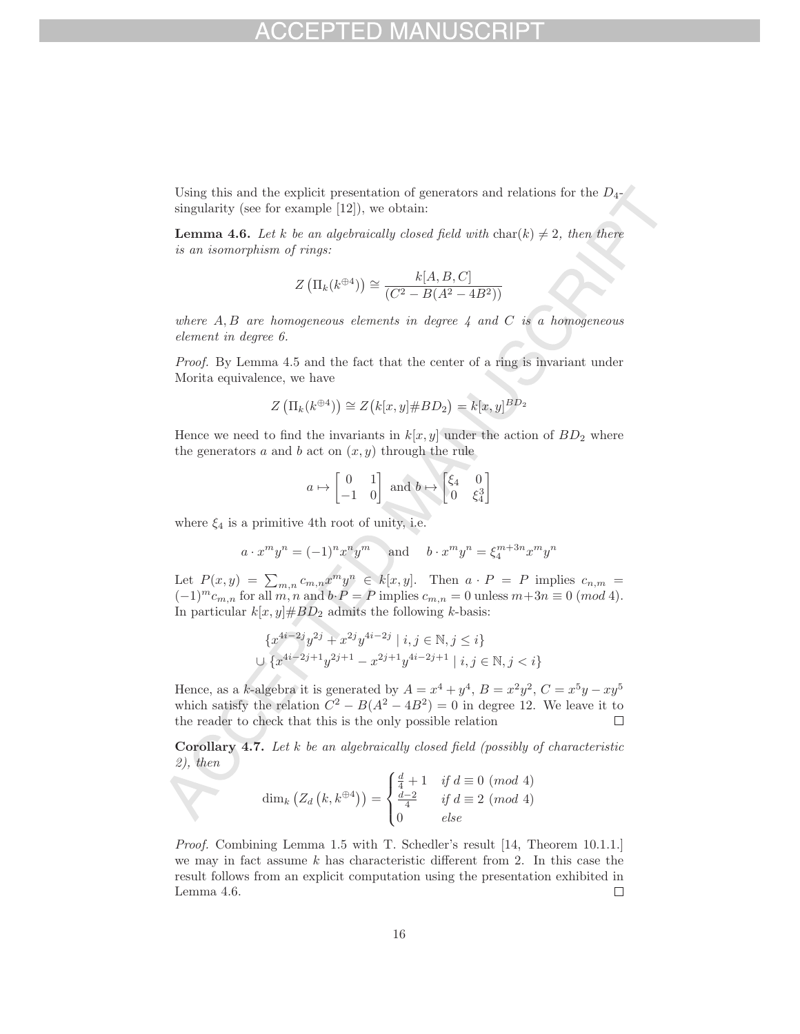Using this and the explicit presentation of generators and relations for the $D_4$-singularity (see for example [12]), we obtain:

**Lemma 4.6.** *Let $k$ be an algebraically closed field with $\mathrm{char}(k) \neq 2$, then there is an isomorphism of rings:*

$$Z\left(\Pi_k(k^{\oplus 4})\right) \cong \frac{k[A,B,C]}{(C^2 - B(A^2 - 4B^2))}$$

*where $A, B$ are homogeneous elements in degree 4 and $C$ is a homogeneous element in degree 6.*

*Proof.* By Lemma 4.5 and the fact that the center of a ring is invariant under Morita equivalence, we have

$$Z\left(\Pi_k(k^{\oplus 4})\right) \cong Z\big(k[x,y]\#BD_2\big) = k[x,y]^{BD_2}$$

Hence we need to find the invariants in $k[x,y]$ under the action of $BD_2$ where the generators $a$ and $b$ act on $(x,y)$ through the rule

$$a \mapsto \begin{bmatrix} 0 & 1 \\ -1 & 0 \end{bmatrix} \text{ and } b \mapsto \begin{bmatrix} \xi_4 & 0 \\ 0 & \xi_4^3 \end{bmatrix}$$

where $\xi_4$ is a primitive 4th root of unity, i.e.

$$a \cdot x^m y^n = (-1)^n x^n y^m \quad \text{ and } \quad b \cdot x^m y^n = \xi_4^{m+3n} x^m y^n$$

Let $P(x,y) = \sum_{m,n} c_{m,n} x^m y^n \in k[x,y]$. Then $a \cdot P = P$ implies $c_{n,m} = (-1)^m c_{m,n}$ for all $m, n$ and $b \cdot P = P$ implies $c_{m,n} = 0$ unless $m + 3n \equiv 0 \ (mod\ 4)$. In particular $k[x,y]\#BD_2$ admits the following $k$-basis:

$$\begin{aligned} &\{x^{4i-2j}y^{2j} + x^{2j}y^{4i-2j} \mid i,j \in \mathbb{N}, j \leq i\} \\ \cup\ &\{x^{4i-2j+1}y^{2j+1} - x^{2j+1}y^{4i-2j+1} \mid i,j \in \mathbb{N}, j < i\} \end{aligned}$$

Hence, as a $k$-algebra it is generated by $A = x^4 + y^4$, $B = x^2y^2$, $C = x^5y - xy^5$ which satisfy the relation $C^2 - B(A^2 - 4B^2) = 0$ in degree 12. We leave it to the reader to check that this is the only possible relation $\square$

**Corollary 4.7.** *Let $k$ be an algebraically closed field (possibly of characteristic 2), then*

$$\dim_k\left(Z_d\left(k, k^{\oplus 4}\right)\right) = \begin{cases} \frac{d}{4} + 1 & \text{if } d \equiv 0 \ (mod\ 4) \\ \frac{d-2}{4} & \text{if } d \equiv 2 \ (mod\ 4) \\ 0 & \text{else} \end{cases}$$

*Proof.* Combining Lemma 1.5 with T. Schedler's result [14, Theorem 10.1.1.] we may in fact assume $k$ has characteristic different from 2. In this case the result follows from an explicit computation using the presentation exhibited in Lemma 4.6. $\square$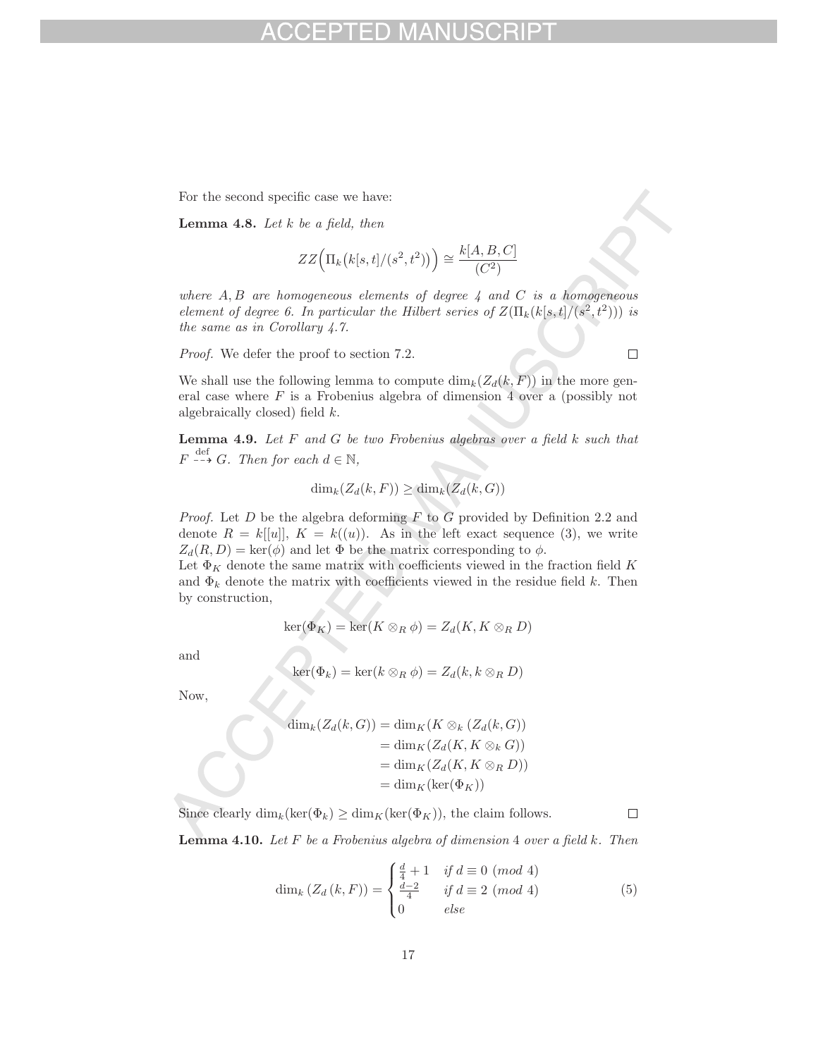For the second specific case we have:

**Lemma 4.8.** *Let $k$ be a field, then*

$$ZZ\Big(\Pi_k\big(k[s,t]/(s^2,t^2)\big)\Big) \cong \frac{k[A,B,C]}{(C^2)}$$

*where $A, B$ are homogeneous elements of degree 4 and $C$ is a homogeneous element of degree 6. In particular the Hilbert series of $Z(\Pi_k(k[s,t]/(s^2,t^2)))$ is the same as in Corollary 4.7.*

*Proof.* We defer the proof to section 7.2. □

We shall use the following lemma to compute $\dim_k(Z_d(k,F))$ in the more general case where $F$ is a Frobenius algebra of dimension 4 over a (possibly not algebraically closed) field $k$.

**Lemma 4.9.** *Let $F$ and $G$ be two Frobenius algebras over a field $k$ such that $F \overset{\text{def}}{\dashrightarrow} G$. Then for each $d \in \mathbb{N}$,*

$$\dim_k(Z_d(k,F)) \geq \dim_k(Z_d(k,G))$$

*Proof.* Let $D$ be the algebra deforming $F$ to $G$ provided by Definition 2.2 and denote $R = k[[u]]$, $K = k((u))$. As in the left exact sequence (3), we write $Z_d(R,D) = \ker(\phi)$ and let $\Phi$ be the matrix corresponding to $\phi$.
Let $\Phi_K$ denote the same matrix with coefficients viewed in the fraction field $K$ and $\Phi_k$ denote the matrix with coefficients viewed in the residue field $k$. Then by construction,

$$\ker(\Phi_K) = \ker(K \otimes_R \phi) = Z_d(K, K \otimes_R D)$$

and

$$\ker(\Phi_k) = \ker(k \otimes_R \phi) = Z_d(k, k \otimes_R D)$$

Now,

$$\begin{aligned}
\dim_k(Z_d(k,G)) &= \dim_K(K \otimes_k (Z_d(k,G))) \\
&= \dim_K(Z_d(K, K \otimes_k G)) \\
&= \dim_K(Z_d(K, K \otimes_R D)) \\
&= \dim_K(\ker(\Phi_K))
\end{aligned}$$

Since clearly $\dim_k(\ker(\Phi_k) \geq \dim_K(\ker(\Phi_K))$, the claim follows. □

**Lemma 4.10.** *Let $F$ be a Frobenius algebra of dimension 4 over a field $k$. Then*

$$\dim_k\left(Z_d\left(k,F\right)\right) = \begin{cases} \frac{d}{4}+1 & \text{if } d \equiv 0 \ (mod\ 4) \\ \frac{d-2}{4} & \text{if } d \equiv 2 \ (mod\ 4) \\ 0 & \text{else} \end{cases} \tag{5}$$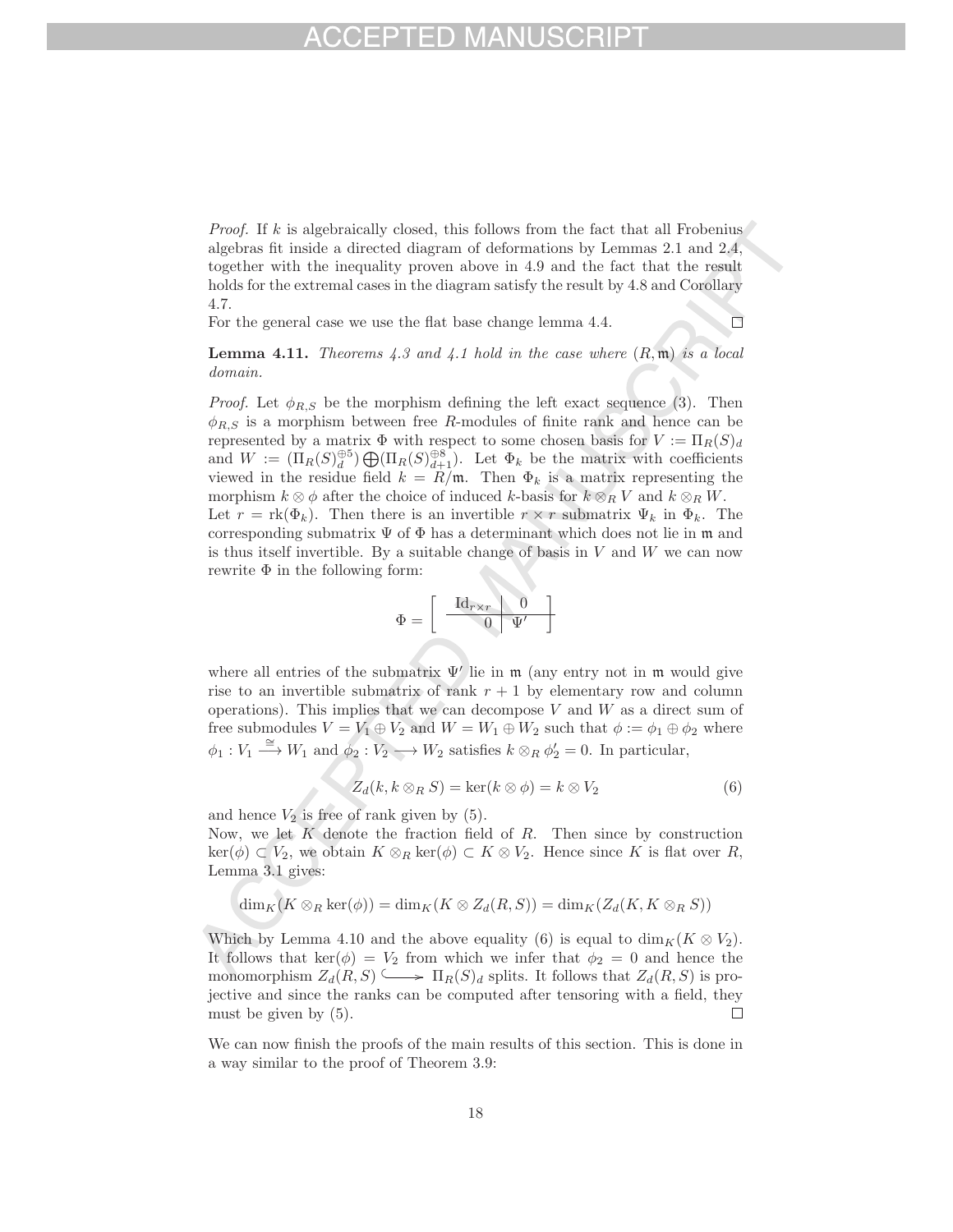*Proof.* If $k$ is algebraically closed, this follows from the fact that all Frobenius algebras fit inside a directed diagram of deformations by Lemmas 2.1 and 2.4, together with the inequality proven above in 4.9 and the fact that the result holds for the extremal cases in the diagram satisfy the result by 4.8 and Corollary 4.7.
For the general case we use the flat base change lemma 4.4. $\square$

**Lemma 4.11.** *Theorems 4.3 and 4.1 hold in the case where $(R, \mathfrak{m})$ is a local domain.*

*Proof.* Let $\phi_{R,S}$ be the morphism defining the left exact sequence (3). Then $\phi_{R,S}$ is a morphism between free $R$-modules of finite rank and hence can be represented by a matrix $\Phi$ with respect to some chosen basis for $V := \Pi_R(S)_d$ and $W := (\Pi_R(S)_d^{\oplus 5}) \bigoplus (\Pi_R(S)_{d+1}^{\oplus 8})$. Let $\Phi_k$ be the matrix with coefficients viewed in the residue field $k = R/\mathfrak{m}$. Then $\Phi_k$ is a matrix representing the morphism $k \otimes \phi$ after the choice of induced $k$-basis for $k \otimes_R V$ and $k \otimes_R W$.
Let $r = \mathrm{rk}(\Phi_k)$. Then there is an invertible $r \times r$ submatrix $\Psi_k$ in $\Phi_k$. The corresponding submatrix $\Psi$ of $\Phi$ has a determinant which does not lie in $\mathfrak{m}$ and is thus itself invertible. By a suitable change of basis in $V$ and $W$ we can now rewrite $\Phi$ in the following form:

$$\Phi = \left[ \begin{array}{c|c} \mathrm{Id}_{r\times r} & 0 \\ \hline 0 & \Psi' \end{array} \right]$$

where all entries of the submatrix $\Psi'$ lie in $\mathfrak{m}$ (any entry not in $\mathfrak{m}$ would give rise to an invertible submatrix of rank $r+1$ by elementary row and column operations). This implies that we can decompose $V$ and $W$ as a direct sum of free submodules $V = V_1 \oplus V_2$ and $W = W_1 \oplus W_2$ such that $\phi := \phi_1 \oplus \phi_2$ where $\phi_1 : V_1 \xrightarrow{\cong} W_1$ and $\phi_2 : V_2 \longrightarrow W_2$ satisfies $k \otimes_R \phi_2' = 0$. In particular,

$$Z_d(k, k \otimes_R S) = \ker(k \otimes \phi) = k \otimes V_2 \tag{6}$$

and hence $V_2$ is free of rank given by (5).
Now, we let $K$ denote the fraction field of $R$. Then since by construction $\ker(\phi) \subset V_2$, we obtain $K \otimes_R \ker(\phi) \subset K \otimes V_2$. Hence since $K$ is flat over $R$, Lemma 3.1 gives:

$$\dim_K(K \otimes_R \ker(\phi)) = \dim_K(K \otimes Z_d(R, S)) = \dim_K(Z_d(K, K \otimes_R S))$$

Which by Lemma 4.10 and the above equality (6) is equal to $\dim_K(K \otimes V_2)$. It follows that $\ker(\phi) = V_2$ from which we infer that $\phi_2 = 0$ and hence the monomorphism $Z_d(R, S) \hookrightarrow \Pi_R(S)_d$ splits. It follows that $Z_d(R, S)$ is projective and since the ranks can be computed after tensoring with a field, they must be given by (5). $\square$

We can now finish the proofs of the main results of this section. This is done in a way similar to the proof of Theorem 3.9: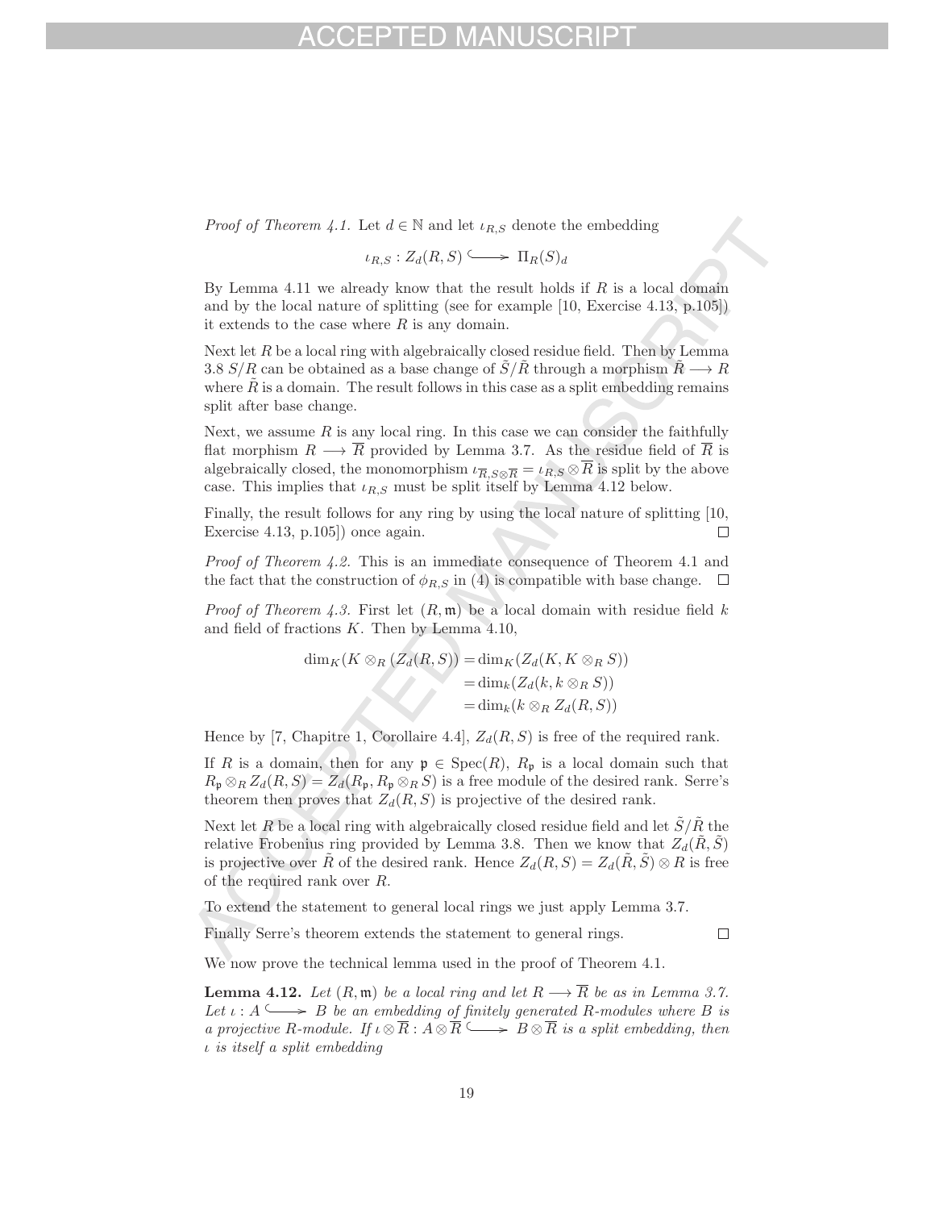*Proof of Theorem 4.1.* Let $d \in \mathbb{N}$ and let $\iota_{R,S}$ denote the embedding

$$\iota_{R,S} : Z_d(R,S) \hookrightarrow \Pi_R(S)_d$$

By Lemma 4.11 we already know that the result holds if $R$ is a local domain and by the local nature of splitting (see for example [10, Exercise 4.13, p.105]) it extends to the case where $R$ is any domain.

Next let $R$ be a local ring with algebraically closed residue field. Then by Lemma 3.8 $S/R$ can be obtained as a base change of $\tilde{S}/\tilde{R}$ through a morphism $\tilde{R} \longrightarrow R$ where $\tilde{R}$ is a domain. The result follows in this case as a split embedding remains split after base change.

Next, we assume $R$ is any local ring. In this case we can consider the faithfully flat morphism $R \longrightarrow \overline{R}$ provided by Lemma 3.7. As the residue field of $\overline{R}$ is algebraically closed, the monomorphism $\iota_{\overline{R}, S \otimes \overline{R}} = \iota_{R,S} \otimes \overline{R}$ is split by the above case. This implies that $\iota_{R,S}$ must be split itself by Lemma 4.12 below.

Finally, the result follows for any ring by using the local nature of splitting [10, Exercise 4.13, p.105]) once again. □

*Proof of Theorem 4.2.* This is an immediate consequence of Theorem 4.1 and the fact that the construction of $\phi_{R,S}$ in (4) is compatible with base change. □

*Proof of Theorem 4.3.* First let $(R, \mathfrak{m})$ be a local domain with residue field $k$ and field of fractions $K$. Then by Lemma 4.10,

$$\begin{aligned}
\dim_K(K \otimes_R (Z_d(R,S)) &= \dim_K(Z_d(K, K \otimes_R S)) \\
&= \dim_k(Z_d(k, k \otimes_R S)) \\
&= \dim_k(k \otimes_R Z_d(R,S))
\end{aligned}$$

Hence by [7, Chapitre 1, Corollaire 4.4], $Z_d(R,S)$ is free of the required rank.

If $R$ is a domain, then for any $\mathfrak{p} \in \operatorname{Spec}(R)$, $R_\mathfrak{p}$ is a local domain such that $R_\mathfrak{p} \otimes_R Z_d(R,S) = Z_d(R_\mathfrak{p}, R_\mathfrak{p} \otimes_R S)$ is a free module of the desired rank. Serre's theorem then proves that $Z_d(R,S)$ is projective of the desired rank.

Next let $R$ be a local ring with algebraically closed residue field and let $\tilde{S}/\tilde{R}$ the relative Frobenius ring provided by Lemma 3.8. Then we know that $Z_d(\tilde{R}, \tilde{S})$ is projective over $\tilde{R}$ of the desired rank. Hence $Z_d(R,S) = Z_d(\tilde{R}, \tilde{S}) \otimes R$ is free of the required rank over $R$.

To extend the statement to general local rings we just apply Lemma 3.7.

Finally Serre's theorem extends the statement to general rings. □

We now prove the technical lemma used in the proof of Theorem 4.1.

**Lemma 4.12.** *Let $(R, \mathfrak{m})$ be a local ring and let $R \longrightarrow \overline{R}$ be as in Lemma 3.7. Let $\iota : A \hookrightarrow B$ be an embedding of finitely generated $R$-modules where $B$ is a projective $R$-module. If $\iota \otimes \overline{R} : A \otimes \overline{R} \hookrightarrow B \otimes \overline{R}$ is a split embedding, then $\iota$ is itself a split embedding*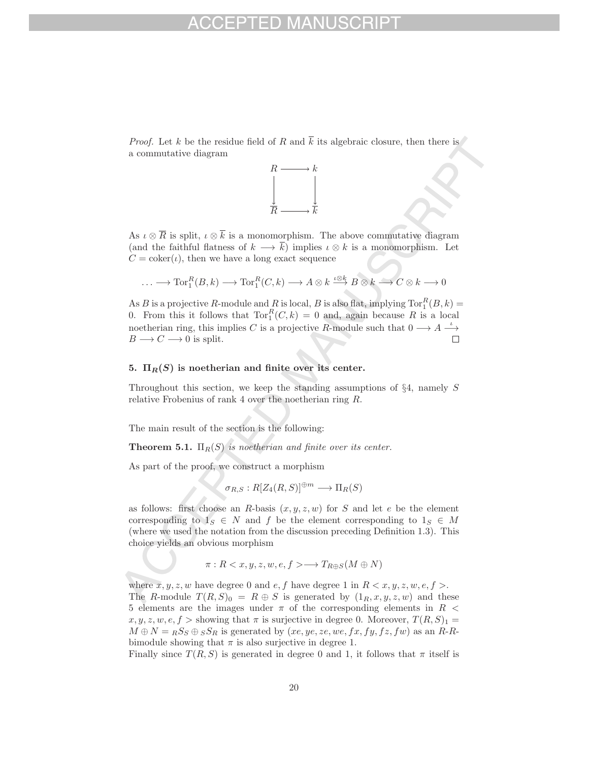*Proof.* Let $k$ be the residue field of $R$ and $\overline{k}$ its algebraic closure, then there is a commutative diagram

$$\begin{array}{ccc} R & \longrightarrow & k \\ \downarrow & & \downarrow \\ \overline{R} & \longrightarrow & \overline{k} \end{array}$$

As $\iota \otimes \overline{R}$ is split, $\iota \otimes \overline{k}$ is a monomorphism. The above commutative diagram (and the faithful flatness of $k \longrightarrow \overline{k}$) implies $\iota \otimes k$ is a monomorphism. Let $C = \operatorname{coker}(\iota)$, then we have a long exact sequence

$$\ldots \longrightarrow \operatorname{Tor}_1^R(B, k) \longrightarrow \operatorname{Tor}_1^R(C, k) \longrightarrow A \otimes k \xrightarrow{\iota \otimes k} B \otimes k \longrightarrow C \otimes k \longrightarrow 0$$

As $B$ is a projective $R$-module and $R$ is local, $B$ is also flat, implying $\operatorname{Tor}_1^R(B, k) = 0$. From this it follows that $\operatorname{Tor}_1^R(C, k) = 0$ and, again because $R$ is a local noetherian ring, this implies $C$ is a projective $R$-module such that $0 \longrightarrow A \xrightarrow{\iota} B \longrightarrow C \longrightarrow 0$ is split. $\square$

## 5. $\Pi_R(S)$ is noetherian and finite over its center.

Throughout this section, we keep the standing assumptions of §4, namely $S$ relative Frobenius of rank 4 over the noetherian ring $R$.

The main result of the section is the following:

**Theorem 5.1.** *$\Pi_R(S)$ is noetherian and finite over its center.*

As part of the proof, we construct a morphism

$$\sigma_{R,S} : R[Z_4(R, S)]^{\oplus m} \longrightarrow \Pi_R(S)$$

as follows: first choose an $R$-basis $(x, y, z, w)$ for $S$ and let $e$ be the element corresponding to $1_S \in N$ and $f$ be the element corresponding to $1_S \in M$ (where we used the notation from the discussion preceding Definition 1.3). This choice yields an obvious morphism

$$\pi : R < x, y, z, w, e, f > \longrightarrow T_{R \oplus S}(M \oplus N)$$

where $x, y, z, w$ have degree 0 and $e, f$ have degree 1 in $R < x, y, z, w, e, f >$. The $R$-module $T(R, S)_0 = R \oplus S$ is generated by $(1_R, x, y, z, w)$ and these 5 elements are the images under $\pi$ of the corresponding elements in $R < x, y, z, w, e, f >$ showing that $\pi$ is surjective in degree 0. Moreover, $T(R, S)_1 = M \oplus N = {}_R S_S \oplus {}_S S_R$ is generated by $(xe, ye, ze, we, fx, fy, fz, fw)$ as an $R$-$R$-bimodule showing that $\pi$ is also surjective in degree 1.
Finally since $T(R, S)$ is generated in degree 0 and 1, it follows that $\pi$ itself is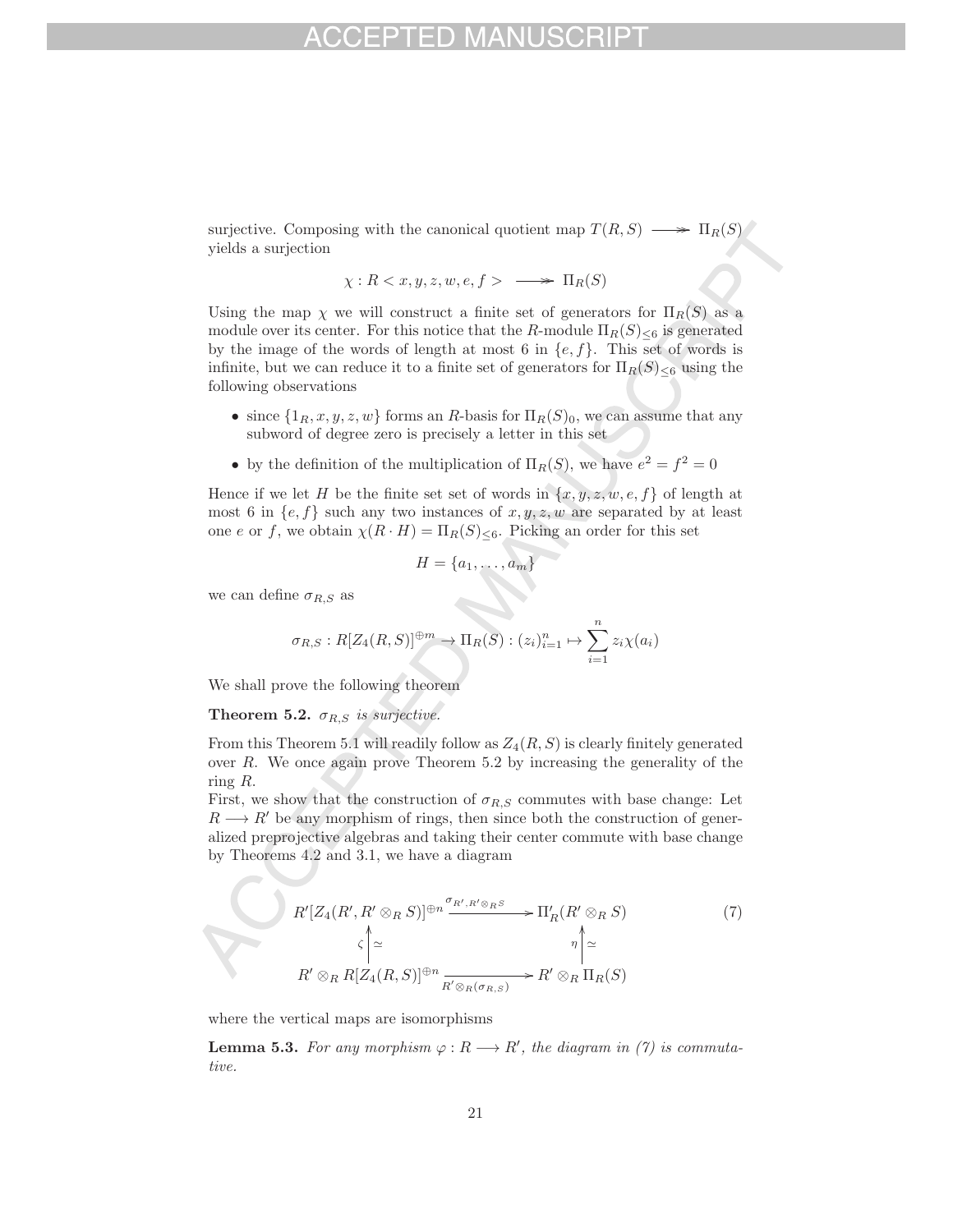surjective. Composing with the canonical quotient map $T(R,S) \twoheadrightarrow \Pi_R(S)$ yields a surjection

$$\chi : R < x, y, z, w, e, f > \twoheadrightarrow \Pi_R(S)$$

Using the map $\chi$ we will construct a finite set of generators for $\Pi_R(S)$ as a module over its center. For this notice that the $R$-module $\Pi_R(S)_{\leq 6}$ is generated by the image of the words of length at most 6 in $\{e, f\}$. This set of words is infinite, but we can reduce it to a finite set of generators for $\Pi_R(S)_{\leq 6}$ using the following observations

- since $\{1_R, x, y, z, w\}$ forms an $R$-basis for $\Pi_R(S)_0$, we can assume that any subword of degree zero is precisely a letter in this set
- by the definition of the multiplication of $\Pi_R(S)$, we have $e^2 = f^2 = 0$

Hence if we let $H$ be the finite set set of words in $\{x, y, z, w, e, f\}$ of length at most 6 in $\{e, f\}$ such any two instances of $x, y, z, w$ are separated by at least one $e$ or $f$, we obtain $\chi(R \cdot H) = \Pi_R(S)_{\leq 6}$. Picking an order for this set

$$H = \{a_1, \ldots, a_m\}$$

we can define $\sigma_{R,S}$ as

$$\sigma_{R,S} : R[Z_4(R,S)]^{\oplus m} \to \Pi_R(S) : (z_i)_{i=1}^n \mapsto \sum_{i=1}^n z_i \chi(a_i)$$

We shall prove the following theorem

**Theorem 5.2.** *$\sigma_{R,S}$ is surjective.*

From this Theorem 5.1 will readily follow as $Z_4(R,S)$ is clearly finitely generated over $R$. We once again prove Theorem 5.2 by increasing the generality of the ring $R$.

First, we show that the construction of $\sigma_{R,S}$ commutes with base change: Let $R \longrightarrow R'$ be any morphism of rings, then since both the construction of generalized preprojective algebras and taking their center commute with base change by Theorems 4.2 and 3.1, we have a diagram

$$\begin{array}{ccc} R'[Z_4(R', R' \otimes_R S)]^{\oplus n} & \xrightarrow{\sigma_{R', R' \otimes_R S}} & \Pi'_R(R' \otimes_R S) \\ \zeta \uparrow \simeq & & \eta \uparrow \simeq \\ R' \otimes_R R[Z_4(R,S)]^{\oplus n} & \xrightarrow[R' \otimes_R(\sigma_{R,S})]{} & R' \otimes_R \Pi_R(S) \end{array} \tag{7}$$

where the vertical maps are isomorphisms

**Lemma 5.3.** *For any morphism $\varphi : R \longrightarrow R'$, the diagram in (7) is commutative.*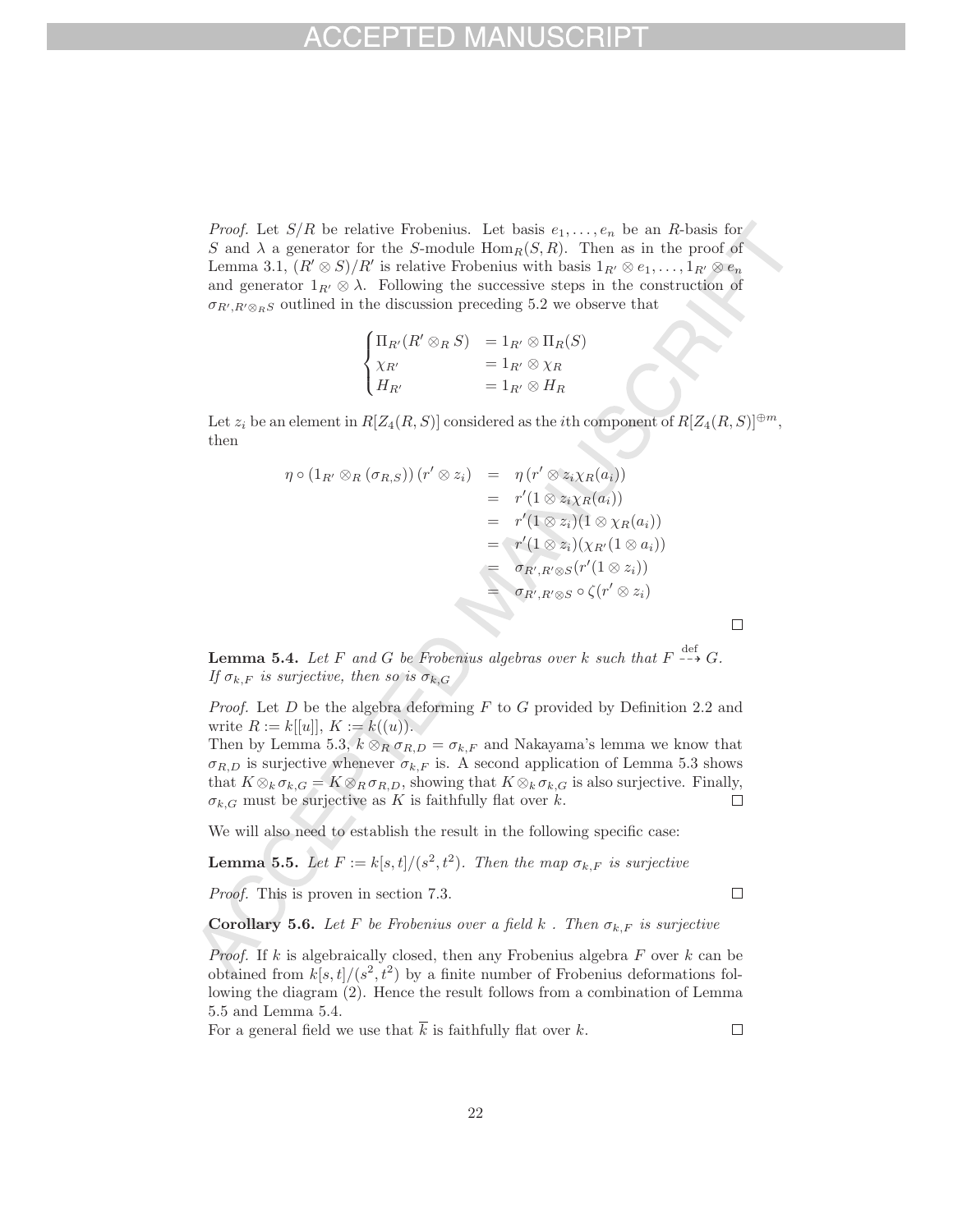*Proof.* Let $S/R$ be relative Frobenius. Let basis $e_1, \ldots, e_n$ be an $R$-basis for $S$ and $\lambda$ a generator for the $S$-module $\mathrm{Hom}_R(S, R)$. Then as in the proof of Lemma 3.1, $(R' \otimes S)/R'$ is relative Frobenius with basis $1_{R'} \otimes e_1, \ldots, 1_{R'} \otimes e_n$ and generator $1_{R'} \otimes \lambda$. Following the successive steps in the construction of $\sigma_{R', R' \otimes_R S}$ outlined in the discussion preceding 5.2 we observe that

$$\begin{cases} \Pi_{R'}(R' \otimes_R S) & = 1_{R'} \otimes \Pi_R(S) \\ \chi_{R'} & = 1_{R'} \otimes \chi_R \\ H_{R'} & = 1_{R'} \otimes H_R \end{cases}$$

Let $z_i$ be an element in $R[Z_4(R, S)]$ considered as the $i$th component of $R[Z_4(R, S)]^{\oplus m}$, then

$$\begin{aligned} \eta \circ (1_{R'} \otimes_R (\sigma_{R,S}))\,(r' \otimes z_i) &= \eta\,(r' \otimes z_i \chi_R(a_i)) \\ &= r'(1 \otimes z_i \chi_R(a_i)) \\ &= r'(1 \otimes z_i)(1 \otimes \chi_R(a_i)) \\ &= r'(1 \otimes z_i)(\chi_{R'}(1 \otimes a_i)) \\ &= \sigma_{R', R' \otimes S}(r'(1 \otimes z_i)) \\ &= \sigma_{R', R' \otimes S} \circ \zeta(r' \otimes z_i) \end{aligned}$$

□

**Lemma 5.4.** *Let $F$ and $G$ be Frobenius algebras over $k$ such that $F \overset{\text{def}}{\dashrightarrow} G$. If $\sigma_{k,F}$ is surjective, then so is $\sigma_{k,G}$*

*Proof.* Let $D$ be the algebra deforming $F$ to $G$ provided by Definition 2.2 and write $R := k[[u]]$, $K := k((u))$.
Then by Lemma 5.3, $k \otimes_R \sigma_{R,D} = \sigma_{k,F}$ and Nakayama's lemma we know that $\sigma_{R,D}$ is surjective whenever $\sigma_{k,F}$ is. A second application of Lemma 5.3 shows that $K \otimes_k \sigma_{k,G} = K \otimes_R \sigma_{R,D}$, showing that $K \otimes_k \sigma_{k,G}$ is also surjective. Finally, $\sigma_{k,G}$ must be surjective as $K$ is faithfully flat over $k$. □

We will also need to establish the result in the following specific case:

**Lemma 5.5.** *Let $F := k[s,t]/(s^2, t^2)$. Then the map $\sigma_{k,F}$ is surjective*

*Proof.* This is proven in section 7.3. □

**Corollary 5.6.** *Let $F$ be Frobenius over a field $k$ . Then $\sigma_{k,F}$ is surjective*

*Proof.* If $k$ is algebraically closed, then any Frobenius algebra $F$ over $k$ can be obtained from $k[s,t]/(s^2, t^2)$ by a finite number of Frobenius deformations following the diagram (2). Hence the result follows from a combination of Lemma 5.5 and Lemma 5.4.
For a general field we use that $\overline{k}$ is faithfully flat over $k$. □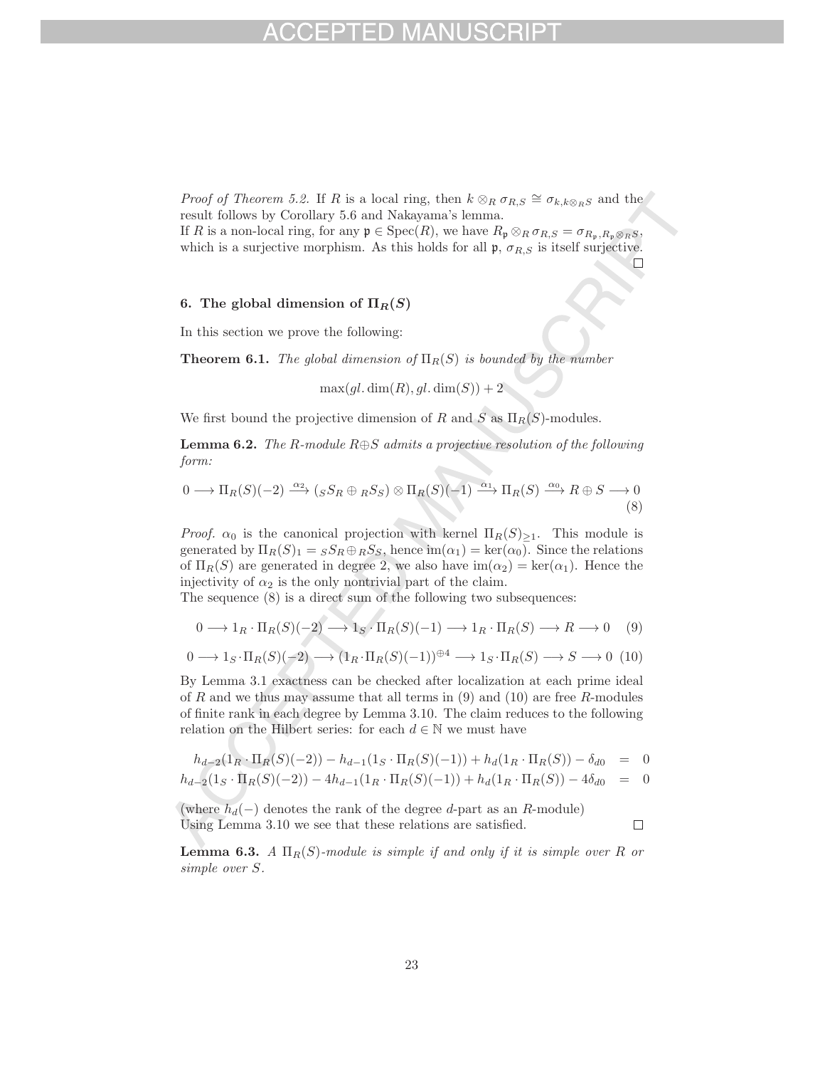*Proof of Theorem 5.2.* If $R$ is a local ring, then $k \otimes_R \sigma_{R,S} \cong \sigma_{k,k\otimes_R S}$ and the result follows by Corollary 5.6 and Nakayama's lemma.
If $R$ is a non-local ring, for any $\mathfrak{p} \in \operatorname{Spec}(R)$, we have $R_\mathfrak{p} \otimes_R \sigma_{R,S} = \sigma_{R_\mathfrak{p}, R_\mathfrak{p} \otimes_R S}$, which is a surjective morphism. As this holds for all $\mathfrak{p}$, $\sigma_{R,S}$ is itself surjective. $\square$

## 6. The global dimension of $\Pi_R(S)$

In this section we prove the following:

**Theorem 6.1.** *The global dimension of $\Pi_R(S)$ is bounded by the number*

$$\max(gl.\dim(R), gl.\dim(S)) + 2$$

We first bound the projective dimension of $R$ and $S$ as $\Pi_R(S)$-modules.

**Lemma 6.2.** *The $R$-module $R \oplus S$ admits a projective resolution of the following form:*

$$0 \longrightarrow \Pi_R(S)(-2) \xrightarrow{\alpha_2} ({}_S S_R \oplus {}_R S_S) \otimes \Pi_R(S)(-1) \xrightarrow{\alpha_1} \Pi_R(S) \xrightarrow{\alpha_0} R \oplus S \longrightarrow 0 \tag{8}$$

*Proof.* $\alpha_0$ is the canonical projection with kernel $\Pi_R(S)_{\geq 1}$. This module is generated by $\Pi_R(S)_1 = {}_S S_R \oplus {}_R S_S$, hence $\operatorname{im}(\alpha_1) = \ker(\alpha_0)$. Since the relations of $\Pi_R(S)$ are generated in degree 2, we also have $\operatorname{im}(\alpha_2) = \ker(\alpha_1)$. Hence the injectivity of $\alpha_2$ is the only nontrivial part of the claim.
The sequence (8) is a direct sum of the following two subsequences:

$$0 \longrightarrow 1_R \cdot \Pi_R(S)(-2) \longrightarrow 1_S \cdot \Pi_R(S)(-1) \longrightarrow 1_R \cdot \Pi_R(S) \longrightarrow R \longrightarrow 0 \tag{9}$$

$$0 \longrightarrow 1_S \cdot \Pi_R(S)(-2) \longrightarrow (1_R \cdot \Pi_R(S)(-1))^{\oplus 4} \longrightarrow 1_S \cdot \Pi_R(S) \longrightarrow S \longrightarrow 0 \tag{10}$$

By Lemma 3.1 exactness can be checked after localization at each prime ideal of $R$ and we thus may assume that all terms in (9) and (10) are free $R$-modules of finite rank in each degree by Lemma 3.10. The claim reduces to the following relation on the Hilbert series: for each $d \in \mathbb{N}$ we must have

$$\begin{aligned}
h_{d-2}(1_R \cdot \Pi_R(S)(-2)) - h_{d-1}(1_S \cdot \Pi_R(S)(-1)) + h_d(1_R \cdot \Pi_R(S)) - \delta_{d0} &= 0 \\
h_{d-2}(1_S \cdot \Pi_R(S)(-2)) - 4h_{d-1}(1_R \cdot \Pi_R(S)(-1)) + h_d(1_R \cdot \Pi_R(S)) - 4\delta_{d0} &= 0
\end{aligned}$$

(where $h_d(-)$ denotes the rank of the degree $d$-part as an $R$-module)
Using Lemma 3.10 we see that these relations are satisfied. $\square$

**Lemma 6.3.** *A $\Pi_R(S)$-module is simple if and only if it is simple over $R$ or simple over $S$.*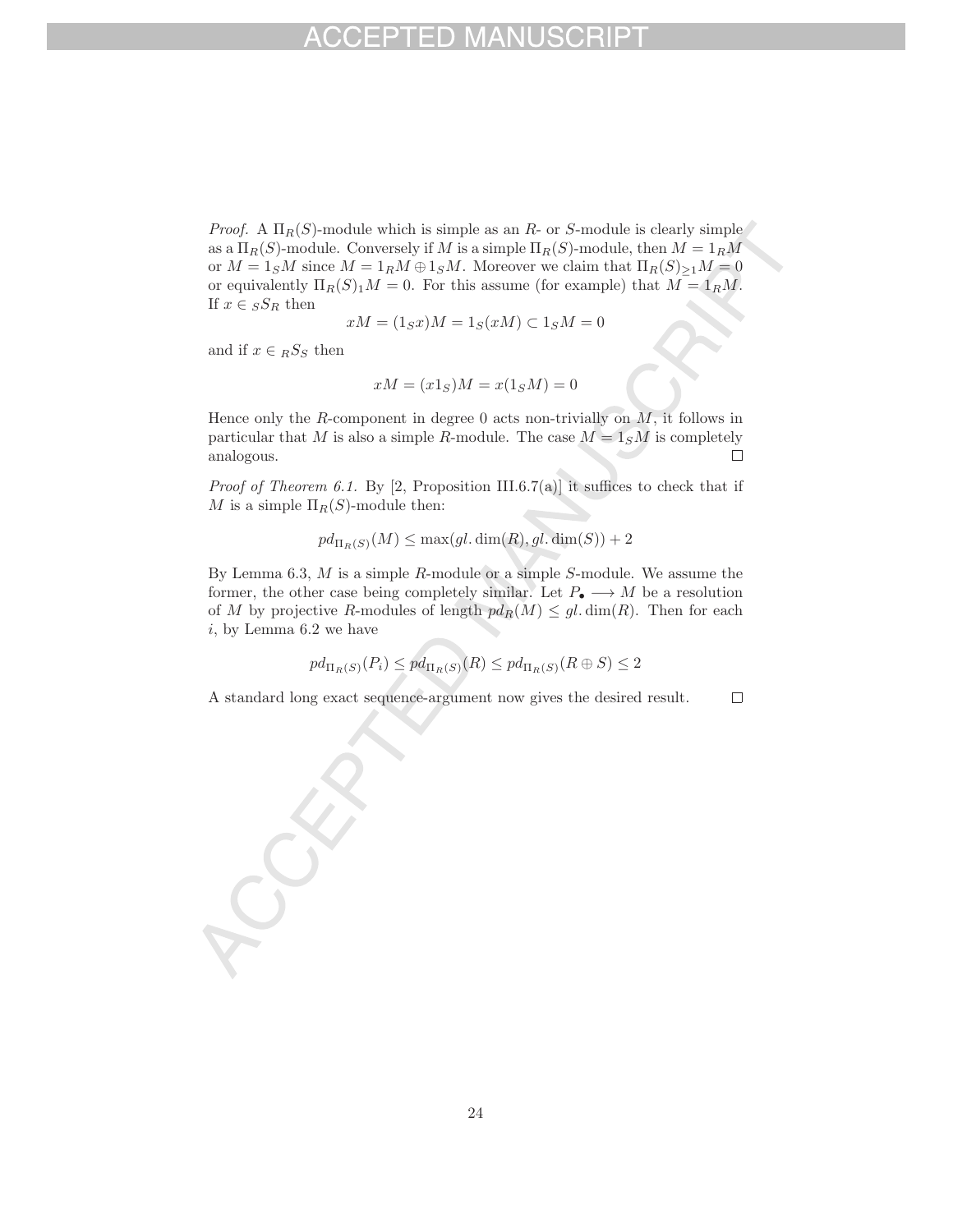*Proof.* A $\Pi_R(S)$-module which is simple as an $R$- or $S$-module is clearly simple as a $\Pi_R(S)$-module. Conversely if $M$ is a simple $\Pi_R(S)$-module, then $M = 1_R M$ or $M = 1_S M$ since $M = 1_R M \oplus 1_S M$. Moreover we claim that $\Pi_R(S)_{\geq 1} M = 0$ or equivalently $\Pi_R(S)_1 M = 0$. For this assume (for example) that $M = 1_R M$. If $x \in {}_S S_R$ then

$$xM = (1_S x)M = 1_S(xM) \subset 1_S M = 0$$

and if $x \in {}_R S_S$ then

$$xM = (x 1_S)M = x(1_S M) = 0$$

Hence only the $R$-component in degree 0 acts non-trivially on $M$, it follows in particular that $M$ is also a simple $R$-module. The case $M = 1_S M$ is completely analogous. □

*Proof of Theorem 6.1.* By [2, Proposition III.6.7(a)] it suffices to check that if $M$ is a simple $\Pi_R(S)$-module then:

$$pd_{\Pi_R(S)}(M) \leq \max(gl.\dim(R), gl.\dim(S)) + 2$$

By Lemma 6.3, $M$ is a simple $R$-module or a simple $S$-module. We assume the former, the other case being completely similar. Let $P_\bullet \longrightarrow M$ be a resolution of $M$ by projective $R$-modules of length $pd_R(M) \leq gl.\dim(R)$. Then for each $i$, by Lemma 6.2 we have

$$pd_{\Pi_R(S)}(P_i) \leq pd_{\Pi_R(S)}(R) \leq pd_{\Pi_R(S)}(R \oplus S) \leq 2$$

A standard long exact sequence-argument now gives the desired result. □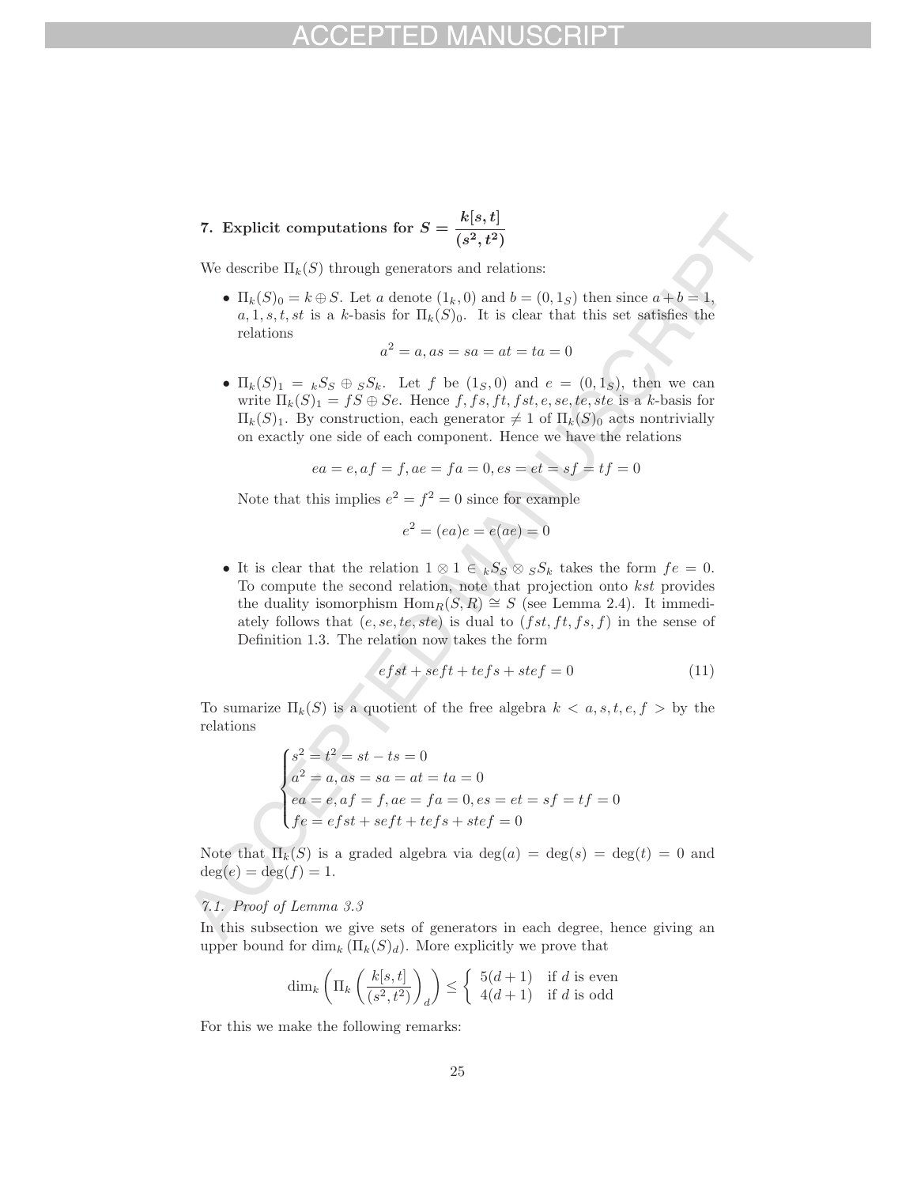## 7. Explicit computations for $S = \dfrac{k[s,t]}{(s^2,t^2)}$

We describe $\Pi_k(S)$ through generators and relations:

- $\Pi_k(S)_0 = k \oplus S$. Let $a$ denote $(1_k, 0)$ and $b = (0, 1_S)$ then since $a + b = 1$, $a, 1, s, t, st$ is a $k$-basis for $\Pi_k(S)_0$. It is clear that this set satisfies the relations
$$a^2 = a, as = sa = at = ta = 0$$
- $\Pi_k(S)_1 = {}_kS_S \oplus {}_SS_k$. Let $f$ be $(1_S, 0)$ and $e = (0, 1_S)$, then we can write $\Pi_k(S)_1 = fS \oplus Se$. Hence $f, fs, ft, fst, e, se, te, ste$ is a $k$-basis for $\Pi_k(S)_1$. By construction, each generator $\neq 1$ of $\Pi_k(S)_0$ acts nontrivially on exactly one side of each component. Hence we have the relations
$$ea = e, af = f, ae = fa = 0, es = et = sf = tf = 0$$
Note that this implies $e^2 = f^2 = 0$ since for example
$$e^2 = (ea)e = e(ae) = 0$$
- It is clear that the relation $1 \otimes 1 \in {}_kS_S \otimes {}_SS_k$ takes the form $fe = 0$. To compute the second relation, note that projection onto $kst$ provides the duality isomorphism $\mathrm{Hom}_R(S, R) \cong S$ (see Lemma 2.4). It immediately follows that $(e, se, te, ste)$ is dual to $(fst, ft, fs, f)$ in the sense of Definition 1.3. The relation now takes the form
$$efst + seft + tefs + stef = 0 \tag{11}$$

To sumarize $\Pi_k(S)$ is a quotient of the free algebra $k < a, s, t, e, f >$ by the relations

$$\begin{cases} s^2 = t^2 = st - ts = 0 \\ a^2 = a, as = sa = at = ta = 0 \\ ea = e, af = f, ae = fa = 0, es = et = sf = tf = 0 \\ fe = efst + seft + tefs + stef = 0 \end{cases}$$

Note that $\Pi_k(S)$ is a graded algebra via $\deg(a) = \deg(s) = \deg(t) = 0$ and $\deg(e) = \deg(f) = 1$.

### *7.1. Proof of Lemma 3.3*

In this subsection we give sets of generators in each degree, hence giving an upper bound for $\dim_k(\Pi_k(S)_d)$. More explicitly we prove that

$$\dim_k \left( \Pi_k \left( \frac{k[s,t]}{(s^2,t^2)} \right)_d \right) \leq \begin{cases} 5(d+1) & \text{if } d \text{ is even} \\ 4(d+1) & \text{if } d \text{ is odd} \end{cases}$$

For this we make the following remarks: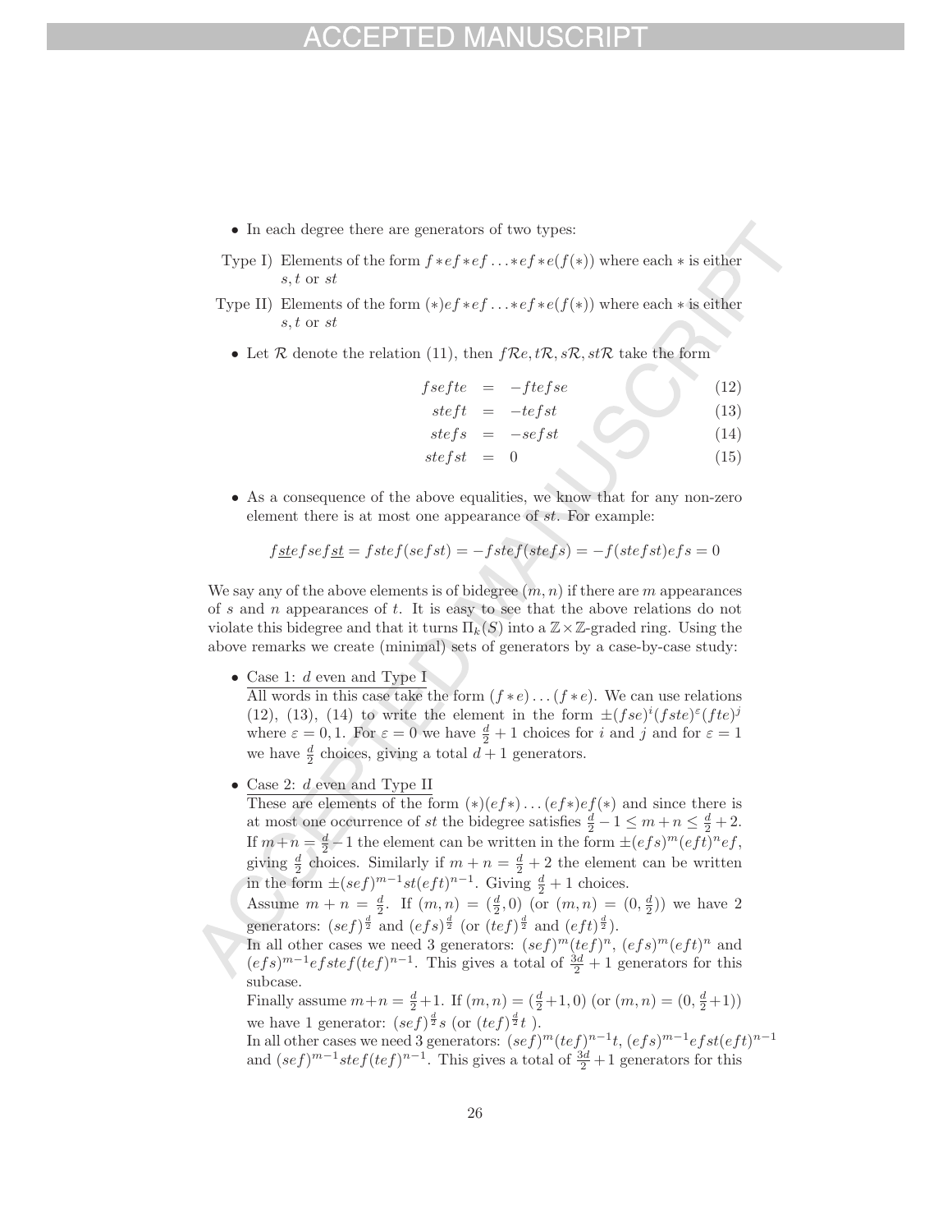- In each degree there are generators of two types:

Type I) Elements of the form $f*ef*ef\dots*ef*e(f(*))$ where each $*$ is either $s,t$ or $st$

Type II) Elements of the form $(*)ef*ef\dots*ef*e(f(*))$ where each $*$ is either $s,t$ or $st$

- Let $\mathcal{R}$ denote the relation (11), then $f\mathcal{R}e, t\mathcal{R}, s\mathcal{R}, st\mathcal{R}$ take the form

$$
\begin{aligned}
fsefte &= -ftefse \qquad (12)\\
steft &= -tefst \qquad (13)\\
stefs &= -sefst \qquad (14)\\
stefst &= 0 \qquad (15)
\end{aligned}
$$

- As a consequence of the above equalities, we know that for any non-zero element there is at most one appearance of $st$. For example:

$$f\underline{st}efsef\underline{st} = fstef(sefst) = -fstef(stefs) = -f(stefst)efs = 0$$

We say any of the above elements is of bidegree $(m,n)$ if there are $m$ appearances of $s$ and $n$ appearances of $t$. It is easy to see that the above relations do not violate this bidegree and that it turns $\Pi_k(S)$ into a $\mathbb{Z}\times\mathbb{Z}$-graded ring. Using the above remarks we create (minimal) sets of generators by a case-by-case study:

- Case 1: $d$ even and Type I
  All words in this case take the form $(f*e)\dots(f*e)$. We can use relations (12), (13), (14) to write the element in the form $\pm(fse)^i(fste)^\varepsilon(fte)^j$ where $\varepsilon = 0,1$. For $\varepsilon = 0$ we have $\frac{d}{2}+1$ choices for $i$ and $j$ and for $\varepsilon = 1$ we have $\frac{d}{2}$ choices, giving a total $d+1$ generators.

- Case 2: $d$ even and Type II
  These are elements of the form $(*)(ef*)\dots(ef*)ef(*)$ and since there is at most one occurrence of $st$ the bidegree satisfies $\frac{d}{2}-1 \leq m+n \leq \frac{d}{2}+2$. If $m+n = \frac{d}{2}-1$ the element can be written in the form $\pm(efs)^m(eft)^n ef$, giving $\frac{d}{2}$ choices. Similarly if $m+n = \frac{d}{2}+2$ the element can be written in the form $\pm(sef)^{m-1}st(eft)^{n-1}$. Giving $\frac{d}{2}+1$ choices.
  Assume $m+n = \frac{d}{2}$. If $(m,n) = (\frac{d}{2},0)$ (or $(m,n) = (0,\frac{d}{2})$) we have 2 generators: $(sef)^{\frac{d}{2}}$ and $(efs)^{\frac{d}{2}}$ (or $(tef)^{\frac{d}{2}}$ and $(eft)^{\frac{d}{2}}$).
  In all other cases we need 3 generators: $(sef)^m(tef)^n$, $(efs)^m(eft)^n$ and $(efs)^{m-1}efstef(tef)^{n-1}$. This gives a total of $\frac{3d}{2}+1$ generators for this subcase.
  Finally assume $m+n = \frac{d}{2}+1$. If $(m,n) = (\frac{d}{2}+1,0)$ (or $(m,n) = (0,\frac{d}{2}+1)$) we have 1 generator: $(sef)^{\frac{d}{2}}s$ (or $(tef)^{\frac{d}{2}}t$ ).
  In all other cases we need 3 generators: $(sef)^m(tef)^{n-1}t$, $(efs)^{m-1}efst(eft)^{n-1}$ and $(sef)^{m-1}stef(tef)^{n-1}$. This gives a total of $\frac{3d}{2}+1$ generators for this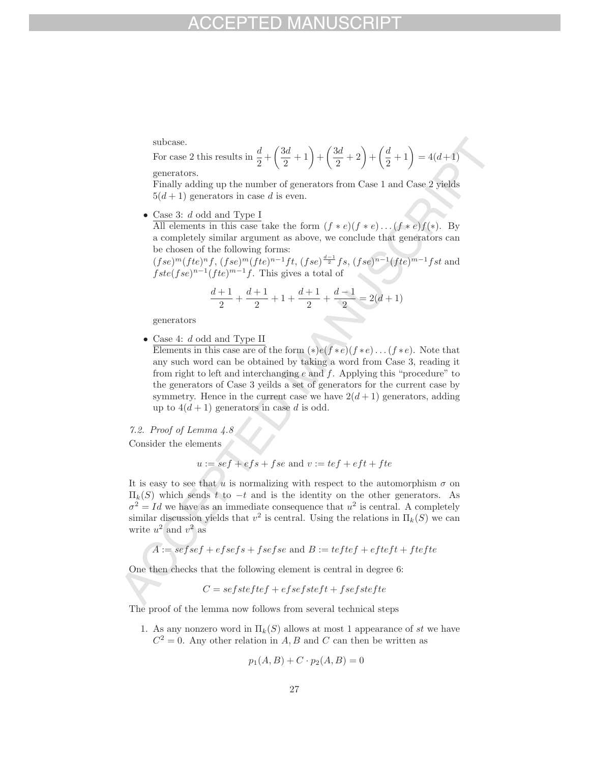subcase.

For case 2 this results in $\frac{d}{2}+\left(\frac{3d}{2}+1\right)+\left(\frac{3d}{2}+2\right)+\left(\frac{d}{2}+1\right)=4(d+1)$ generators.

Finally adding up the number of generators from Case 1 and Case 2 yields $5(d+1)$ generators in case $d$ is even.

- Case 3: $d$ odd and Type I

  All elements in this case take the form $(f * e)(f * e)\dots(f * e)f(*)$. By a completely similar argument as above, we conclude that generators can be chosen of the following forms:

  $(fse)^m(fte)^n f$, $(fse)^m(fte)^{n-1}ft$, $(fse)^{\frac{d-1}{2}}fs$, $(fse)^{n-1}(fte)^{m-1}fst$ and $fste(fse)^{n-1}(fte)^{m-1}f$. This gives a total of

  $$\frac{d+1}{2}+\frac{d+1}{2}+1+\frac{d+1}{2}+\frac{d-1}{2}=2(d+1)$$

  generators

- Case 4: $d$ odd and Type II

  Elements in this case are of the form $(*)e(f * e)(f * e)\dots(f * e)$. Note that any such word can be obtained by taking a word from Case 3, reading it from right to left and interchanging $e$ and $f$. Applying this "procedure" to the generators of Case 3 yeilds a set of generators for the current case by symmetry. Hence in the current case we have $2(d+1)$ generators, adding up to $4(d+1)$ generators in case $d$ is odd.

*7.2. Proof of Lemma 4.8*

Consider the elements

$$u := sef + efs + fse \text{ and } v := tef + eft + fte$$

It is easy to see that $u$ is normalizing with respect to the automorphism $\sigma$ on $\Pi_k(S)$ which sends $t$ to $-t$ and is the identity on the other generators. As $\sigma^2 = Id$ we have as an immediate consequence that $u^2$ is central. A completely similar discussion yields that $v^2$ is central. Using the relations in $\Pi_k(S)$ we can write $u^2$ and $v^2$ as

$$A := sefsef + efsefs + fsefse \text{ and } B := teftef + efteft + ftefte$$

One then checks that the following element is central in degree 6:

$$C = sefsteftef + efsefsteft + fsefstefte$$

The proof of the lemma now follows from several technical steps

1. As any nonzero word in $\Pi_k(S)$ allows at most 1 appearance of $st$ we have $C^2 = 0$. Any other relation in $A, B$ and $C$ can then be written as

   $$p_1(A, B) + C \cdot p_2(A, B) = 0$$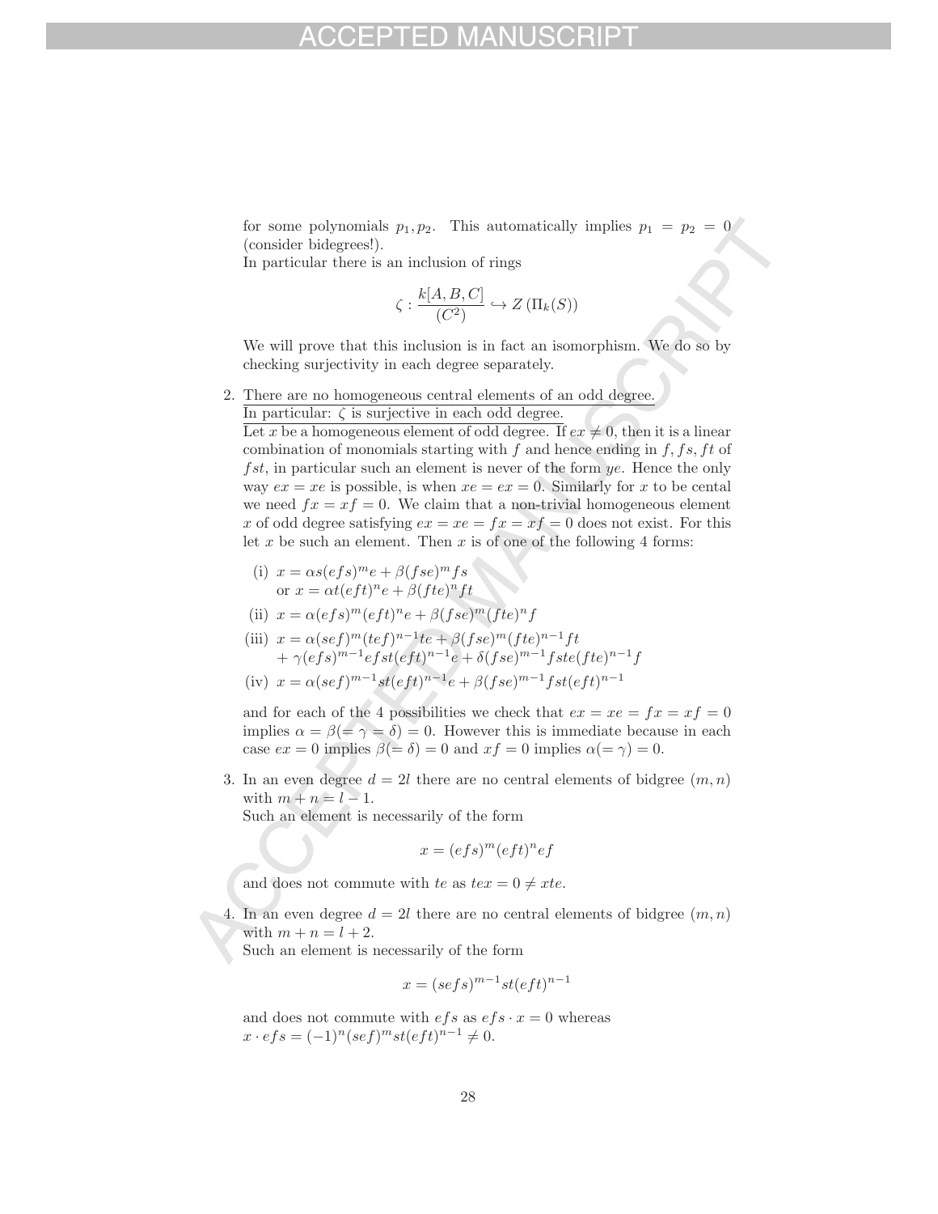for some polynomials $p_1, p_2$. This automatically implies $p_1 = p_2 = 0$ (consider bidegrees!).
In particular there is an inclusion of rings

$$\zeta : \frac{k[A,B,C]}{(C^2)} \hookrightarrow Z\left(\Pi_k(S)\right)$$

We will prove that this inclusion is in fact an isomorphism. We do so by checking surjectivity in each degree separately.

2. <u>There are no homogeneous central elements of an odd degree.</u>
   <u>In particular: $\zeta$ is surjective in each odd degree.</u>
   <u>Let $x$ be a homogeneous element of odd degree.</u> If $ex \neq 0$, then it is a linear combination of monomials starting with $f$ and hence ending in $f, fs, ft$ of $fst$, in particular such an element is never of the form $ye$. Hence the only way $ex = xe$ is possible, is when $xe = ex = 0$. Similarly for $x$ to be cental we need $fx = xf = 0$. We claim that a non-trivial homogeneous element $x$ of odd degree satisfying $ex = xe = fx = xf = 0$ does not exist. For this let $x$ be such an element. Then $x$ is of one of the following 4 forms:

   (i) $x = \alpha s(efs)^m e + \beta(fse)^m fs$
   or $x = \alpha t(eft)^n e + \beta(fte)^n ft$

   (ii) $x = \alpha(efs)^m(eft)^n e + \beta(fse)^m(fte)^n f$

   (iii) $x = \alpha(sef)^m(tef)^{n-1}te + \beta(fse)^m(fte)^{n-1}ft$
   $+ \gamma(efs)^{m-1}efst(eft)^{n-1}e + \delta(fse)^{m-1}fste(fte)^{n-1}f$

   (iv) $x = \alpha(sef)^{m-1}st(eft)^{n-1}e + \beta(fse)^{m-1}fst(eft)^{n-1}$

   and for each of the 4 possibilities we check that $ex = xe = fx = xf = 0$ implies $\alpha = \beta (= \gamma = \delta) = 0$. However this is immediate because in each case $ex = 0$ implies $\beta (= \delta) = 0$ and $xf = 0$ implies $\alpha (= \gamma) = 0$.

3. <u>In an even degree $d = 2l$ there are no central elements of bidgree $(m, n)$ with $m + n = l - 1$.</u>
   Such an element is necessarily of the form

$$x = (efs)^m(eft)^n ef$$

   and does not commute with $te$ as $tex = 0 \neq xte$.

4. <u>In an even degree $d = 2l$ there are no central elements of bidgree $(m, n)$ with $m + n = l + 2$.</u>
   Such an element is necessarily of the form

$$x = (sefs)^{m-1}st(eft)^{n-1}$$

   and does not commute with $efs$ as $efs \cdot x = 0$ whereas
   $x \cdot efs = (-1)^n (sef)^m st(eft)^{n-1} \neq 0$.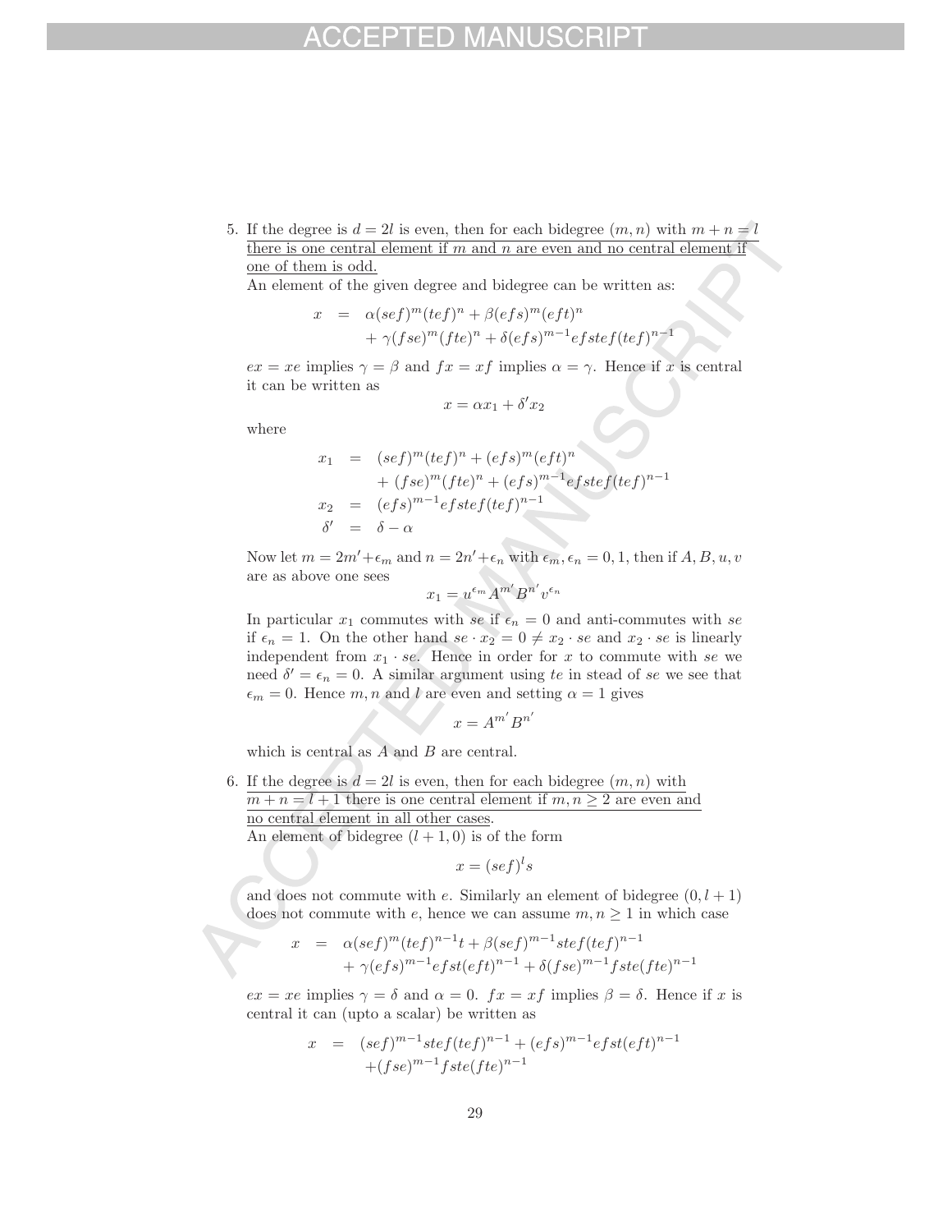5. <u>If the degree is $d = 2l$ is even, then for each bidegree $(m, n)$ with $m + n = l$ there is one central element if $m$ and $n$ are even and no central element if one of them is odd.</u>
   An element of the given degree and bidegree can be written as:

$$
\begin{aligned}
x &= \alpha(sef)^m(tef)^n + \beta(efs)^m(eft)^n \\
&\quad + \gamma(fse)^m(fte)^n + \delta(efs)^{m-1}efstef(tef)^{n-1}
\end{aligned}
$$

   $ex = xe$ implies $\gamma = \beta$ and $fx = xf$ implies $\alpha = \gamma$. Hence if $x$ is central it can be written as

$$
x = \alpha x_1 + \delta' x_2
$$

   where

$$
\begin{aligned}
x_1 &= (sef)^m(tef)^n + (efs)^m(eft)^n \\
&\quad + (fse)^m(fte)^n + (efs)^{m-1}efstef(tef)^{n-1} \\
x_2 &= (efs)^{m-1}efstef(tef)^{n-1} \\
\delta' &= \delta - \alpha
\end{aligned}
$$

   Now let $m = 2m' + \epsilon_m$ and $n = 2n' + \epsilon_n$ with $\epsilon_m, \epsilon_n = 0, 1$, then if $A, B, u, v$ are as above one sees

$$
x_1 = u^{\epsilon_m} A^{m'} B^{n'} v^{\epsilon_n}
$$

   In particular $x_1$ commutes with $se$ if $\epsilon_n = 0$ and anti-commutes with $se$ if $\epsilon_n = 1$. On the other hand $se \cdot x_2 = 0 \neq x_2 \cdot se$ and $x_2 \cdot se$ is linearly independent from $x_1 \cdot se$. Hence in order for $x$ to commute with $se$ we need $\delta' = \epsilon_n = 0$. A similar argument using $te$ in stead of $se$ we see that $\epsilon_m = 0$. Hence $m, n$ and $l$ are even and setting $\alpha = 1$ gives

$$
x = A^{m'} B^{n'}
$$

   which is central as $A$ and $B$ are central.

6. <u>If the degree is $d = 2l$ is even, then for each bidegree $(m, n)$ with $m + n = l + 1$ there is one central element if $m, n \geq 2$ are even and no central element in all other cases.</u>
   An element of bidegree $(l + 1, 0)$ is of the form

$$
x = (sef)^l s
$$

   and does not commute with $e$. Similarly an element of bidegree $(0, l + 1)$ does not commute with $e$, hence we can assume $m, n \geq 1$ in which case

$$
\begin{aligned}
x &= \alpha(sef)^m(tef)^{n-1}t + \beta(sef)^{m-1}stef(tef)^{n-1} \\
&\quad + \gamma(efs)^{m-1}efst(eft)^{n-1} + \delta(fse)^{m-1}fste(fte)^{n-1}
\end{aligned}
$$

   $ex = xe$ implies $\gamma = \delta$ and $\alpha = 0$. $fx = xf$ implies $\beta = \delta$. Hence if $x$ is central it can (upto a scalar) be written as

$$
\begin{aligned}
x &= (sef)^{m-1}stef(tef)^{n-1} + (efs)^{m-1}efst(eft)^{n-1} \\
&\quad + (fse)^{m-1}fste(fte)^{n-1}
\end{aligned}
$$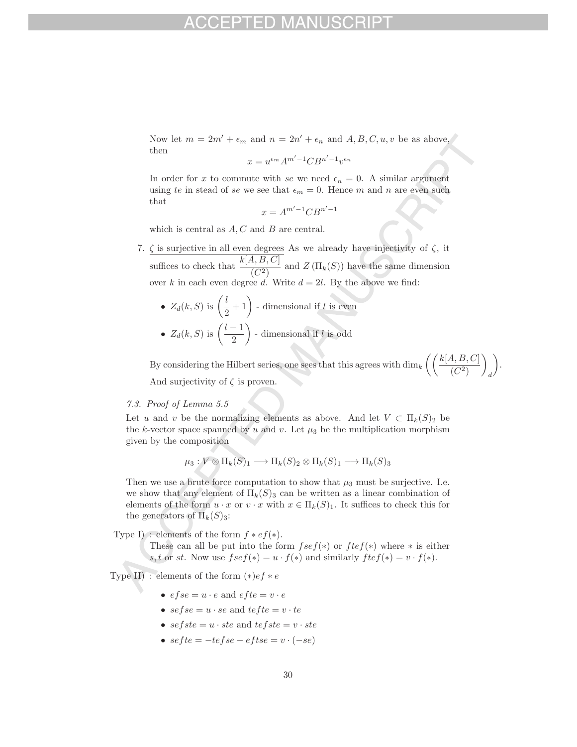Now let $m = 2m' + \epsilon_m$ and $n = 2n' + \epsilon_n$ and $A, B, C, u, v$ be as above, then

$$x = u^{\epsilon_m} A^{m'-1} C B^{n'-1} v^{\epsilon_n}$$

In order for $x$ to commute with $se$ we need $\epsilon_n = 0$. A similar argument using $te$ in stead of $se$ we see that $\epsilon_m = 0$. Hence $m$ and $n$ are even such that

$$x = A^{m'-1} C B^{n'-1}$$

which is central as $A, C$ and $B$ are central.

7. <u>$\zeta$ is surjective in all even degrees</u> As we already have injectivity of $\zeta$, it suffices to check that $\dfrac{k[A,B,C]}{(C^2)}$ and $Z(\Pi_k(S))$ have the same dimension over $k$ in each even degree $d$. Write $d = 2l$. By the above we find:

   - $Z_d(k,S)$ is $\left(\dfrac{l}{2}+1\right)$ - dimensional if $l$ is even
   - $Z_d(k,S)$ is $\left(\dfrac{l-1}{2}\right)$ - dimensional if $l$ is odd

   By considering the Hilbert series, one sees that this agrees with $\dim_k\left(\left(\dfrac{k[A,B,C]}{(C^2)}\right)_d\right)$.

   And surjectivity of $\zeta$ is proven.

### 7.3. Proof of Lemma 5.5

Let $u$ and $v$ be the normalizing elements as above. And let $V \subset \Pi_k(S)_2$ be the $k$-vector space spanned by $u$ and $v$. Let $\mu_3$ be the multiplication morphism given by the composition

$$\mu_3 : V \otimes \Pi_k(S)_1 \longrightarrow \Pi_k(S)_2 \otimes \Pi_k(S)_1 \longrightarrow \Pi_k(S)_3$$

Then we use a brute force computation to show that $\mu_3$ must be surjective. I.e. we show that any element of $\Pi_k(S)_3$ can be written as a linear combination of elements of the form $u \cdot x$ or $v \cdot x$ with $x \in \Pi_k(S)_1$. It suffices to check this for the generators of $\Pi_k(S)_3$:

Type I) : elements of the form $f * ef(*)$.
These can all be put into the form $fsef(*)$ or $ftef(*)$ where $*$ is either $s, t$ or $st$. Now use $fsef(*) = u \cdot f(*)$ and similarly $ftef(*) = v \cdot f(*)$.

Type II) : elements of the form $(*)ef * e$

- $efse = u \cdot e$ and $efte = v \cdot e$
- $sefse = u \cdot se$ and $tefte = v \cdot te$
- $sefste = u \cdot ste$ and $tefste = v \cdot ste$
- $sefte = -tefse - eftse = v \cdot (-se)$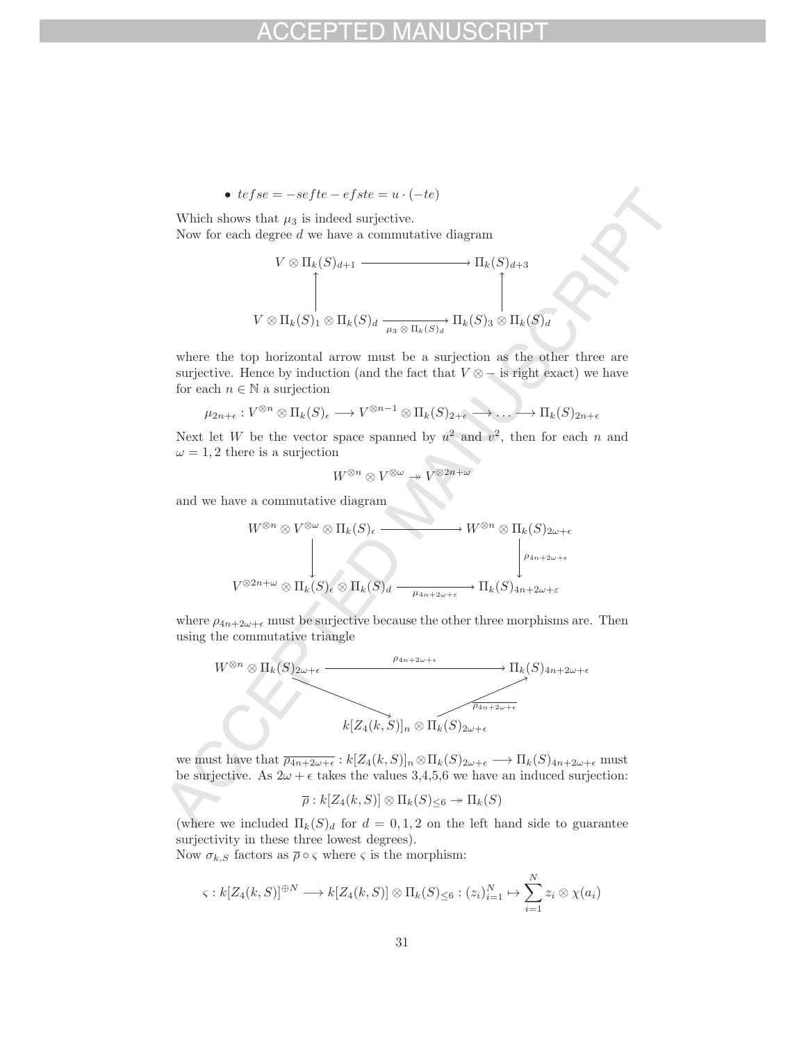- $tefse = -sefte - efste = u \cdot (-te)$

Which shows that $\mu_3$ is indeed surjective.
Now for each degree $d$ we have a commutative diagram

$$\begin{array}{ccc} V \otimes \Pi_k(S)_{d+1} & \longrightarrow & \Pi_k(S)_{d+3} \\ \uparrow & & \uparrow \\ V \otimes \Pi_k(S)_1 \otimes \Pi_k(S)_d & \xrightarrow[\mu_3 \otimes \Pi_k(S)_d]{} & \Pi_k(S)_3 \otimes \Pi_k(S)_d \end{array}$$

where the top horizontal arrow must be a surjection as the other three are surjective. Hence by induction (and the fact that $V \otimes -$ is right exact) we have for each $n \in \mathbb{N}$ a surjection

$$\mu_{2n+\epsilon} : V^{\otimes n} \otimes \Pi_k(S)_\epsilon \longrightarrow V^{\otimes n-1} \otimes \Pi_k(S)_{2+\epsilon} \longrightarrow \ldots \longrightarrow \Pi_k(S)_{2n+\epsilon}$$

Next let $W$ be the vector space spanned by $u^2$ and $v^2$, then for each $n$ and $\omega = 1, 2$ there is a surjection

$$W^{\otimes n} \otimes V^{\otimes \omega} \twoheadrightarrow V^{\otimes 2n+\omega}$$

and we have a commutative diagram

$$\begin{array}{ccc} W^{\otimes n} \otimes V^{\otimes \omega} \otimes \Pi_k(S)_\epsilon & \longrightarrow & W^{\otimes n} \otimes \Pi_k(S)_{2\omega+\epsilon} \\ \downarrow & & \downarrow \rho_{4n+2\omega+\epsilon} \\ V^{\otimes 2n+\omega} \otimes \Pi_k(S)_\epsilon \otimes \Pi_k(S)_d & \xrightarrow[\mu_{4n+2\omega+\varepsilon}]{} & \Pi_k(S)_{4n+2\omega+\varepsilon} \end{array}$$

where $\rho_{4n+2\omega+\epsilon}$ must be surjective because the other three morphisms are. Then using the commutative triangle

$$\begin{array}{ccc} W^{\otimes n} \otimes \Pi_k(S)_{2\omega+\epsilon} & \xrightarrow{\rho_{4n+2\omega+\epsilon}} & \Pi_k(S)_{4n+2\omega+\epsilon} \\ & \searrow \quad k[Z_4(k,S)]_n \otimes \Pi_k(S)_{2\omega+\epsilon} \quad \nearrow_{\overline{\rho_{4n+2\omega+\epsilon}}} & \end{array}$$

we must have that $\overline{\rho_{4n+2\omega+\epsilon}} : k[Z_4(k,S)]_n \otimes \Pi_k(S)_{2\omega+\epsilon} \longrightarrow \Pi_k(S)_{4n+2\omega+\epsilon}$ must be surjective. As $2\omega + \epsilon$ takes the values 3,4,5,6 we have an induced surjection:

$$\overline{\rho} : k[Z_4(k,S)] \otimes \Pi_k(S)_{\leq 6} \twoheadrightarrow \Pi_k(S)$$

(where we included $\Pi_k(S)_d$ for $d = 0, 1, 2$ on the left hand side to guarantee surjectivity in these three lowest degrees).
Now $\sigma_{k,S}$ factors as $\overline{\rho} \circ \varsigma$ where $\varsigma$ is the morphism:

$$\varsigma : k[Z_4(k,S)]^{\oplus N} \longrightarrow k[Z_4(k,S)] \otimes \Pi_k(S)_{\leq 6} : (z_i)_{i=1}^N \mapsto \sum_{i=1}^N z_i \otimes \chi(a_i)$$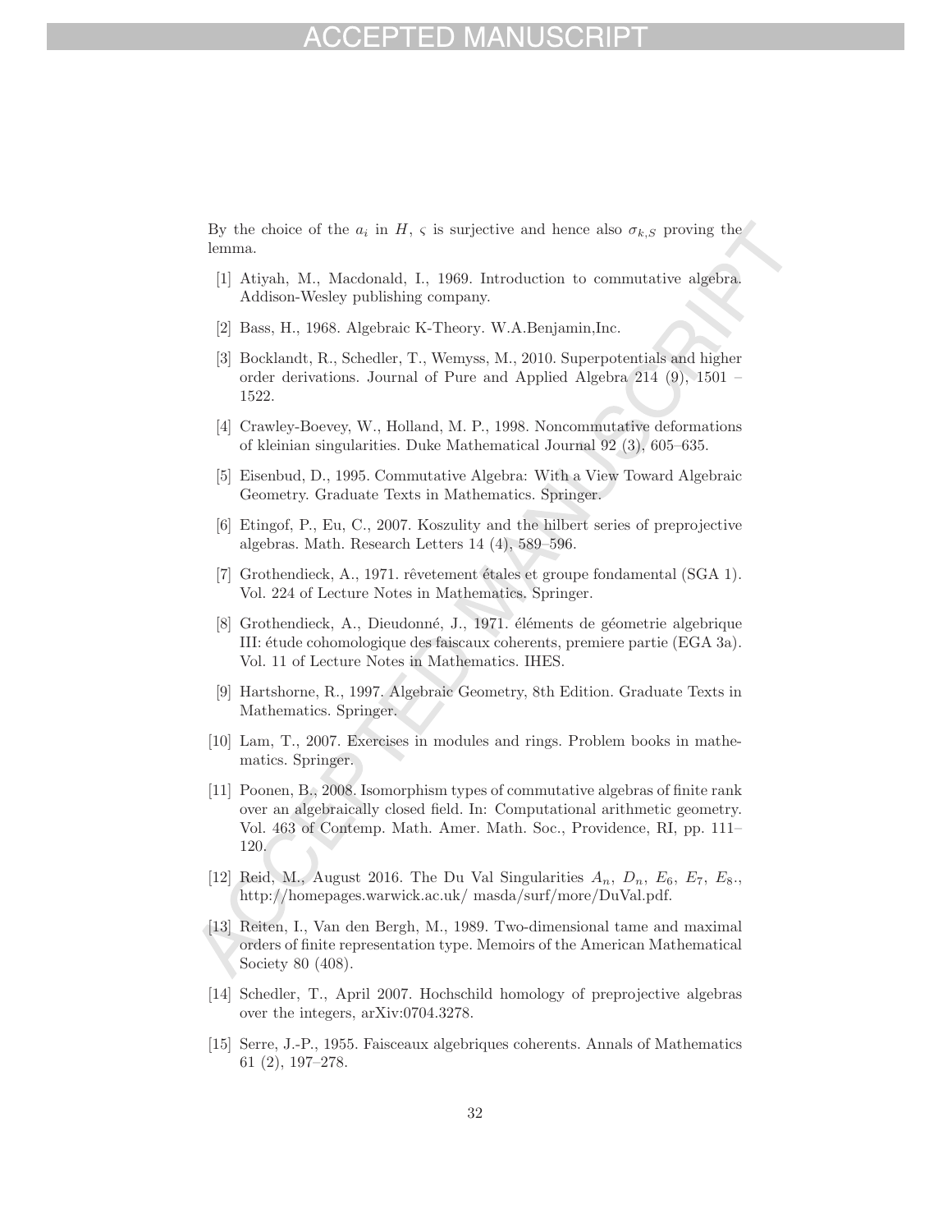By the choice of the $a_i$ in $H$, $\varsigma$ is surjective and hence also $\sigma_{k,S}$ proving the lemma.

[1] Atiyah, M., Macdonald, I., 1969. Introduction to commutative algebra. Addison-Wesley publishing company.

[2] Bass, H., 1968. Algebraic K-Theory. W.A.Benjamin,Inc.

[3] Bocklandt, R., Schedler, T., Wemyss, M., 2010. Superpotentials and higher order derivations. Journal of Pure and Applied Algebra 214 (9), 1501 – 1522.

[4] Crawley-Boevey, W., Holland, M. P., 1998. Noncommutative deformations of kleinian singularities. Duke Mathematical Journal 92 (3), 605–635.

[5] Eisenbud, D., 1995. Commutative Algebra: With a View Toward Algebraic Geometry. Graduate Texts in Mathematics. Springer.

[6] Etingof, P., Eu, C., 2007. Koszulity and the hilbert series of preprojective algebras. Math. Research Letters 14 (4), 589–596.

[7] Grothendieck, A., 1971. rêvetement étales et groupe fondamental (SGA 1). Vol. 224 of Lecture Notes in Mathematics. Springer.

[8] Grothendieck, A., Dieudonné, J., 1971. éléments de géometrie algebrique III: étude cohomologique des faiscaux coherents, premiere partie (EGA 3a). Vol. 11 of Lecture Notes in Mathematics. IHES.

[9] Hartshorne, R., 1997. Algebraic Geometry, 8th Edition. Graduate Texts in Mathematics. Springer.

[10] Lam, T., 2007. Exercises in modules and rings. Problem books in mathematics. Springer.

[11] Poonen, B., 2008. Isomorphism types of commutative algebras of finite rank over an algebraically closed field. In: Computational arithmetic geometry. Vol. 463 of Contemp. Math. Amer. Math. Soc., Providence, RI, pp. 111–120.

[12] Reid, M., August 2016. The Du Val Singularities $A_n$, $D_n$, $E_6$, $E_7$, $E_8$., http://homepages.warwick.ac.uk/ masda/surf/more/DuVal.pdf.

[13] Reiten, I., Van den Bergh, M., 1989. Two-dimensional tame and maximal orders of finite representation type. Memoirs of the American Mathematical Society 80 (408).

[14] Schedler, T., April 2007. Hochschild homology of preprojective algebras over the integers, arXiv:0704.3278.

[15] Serre, J.-P., 1955. Faisceaux algebriques coherents. Annals of Mathematics 61 (2), 197–278.